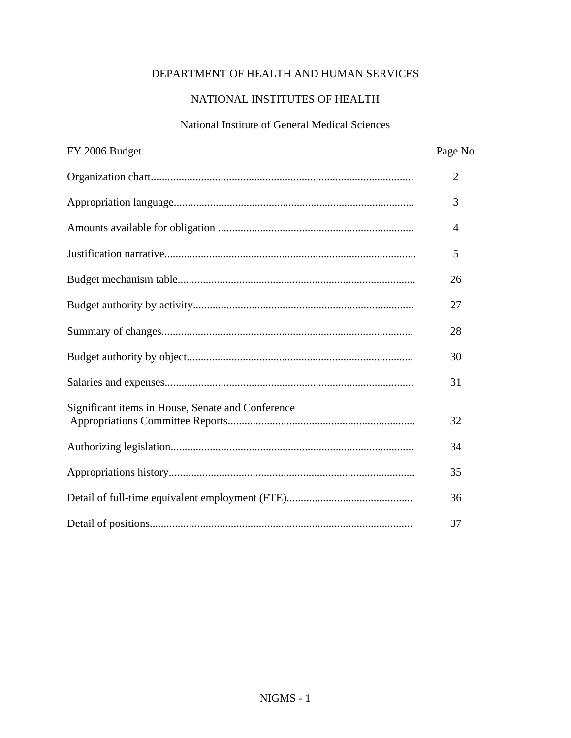# DEPARTMENT OF HEALTH AND HUMAN SERVICES

## NATIONAL INSTITUTES OF HEALTH

### National Institute of General Medical Sciences

| FY 2006 Budget | Page No. |
|---|---|
| Organization chart | 2 |
| Appropriation language | 3 |
| Amounts available for obligation | 4 |
| Justification narrative | 5 |
| Budget mechanism table | 26 |
| Budget authority by activity | 27 |
| Summary of changes | 28 |
| Budget authority by object | 30 |
| Salaries and expenses | 31 |
| Significant items in House, Senate and Conference Appropriations Committee Reports | 32 |
| Authorizing legislation | 34 |
| Appropriations history | 35 |
| Detail of full-time equivalent employment (FTE) | 36 |
| Detail of positions | 37 |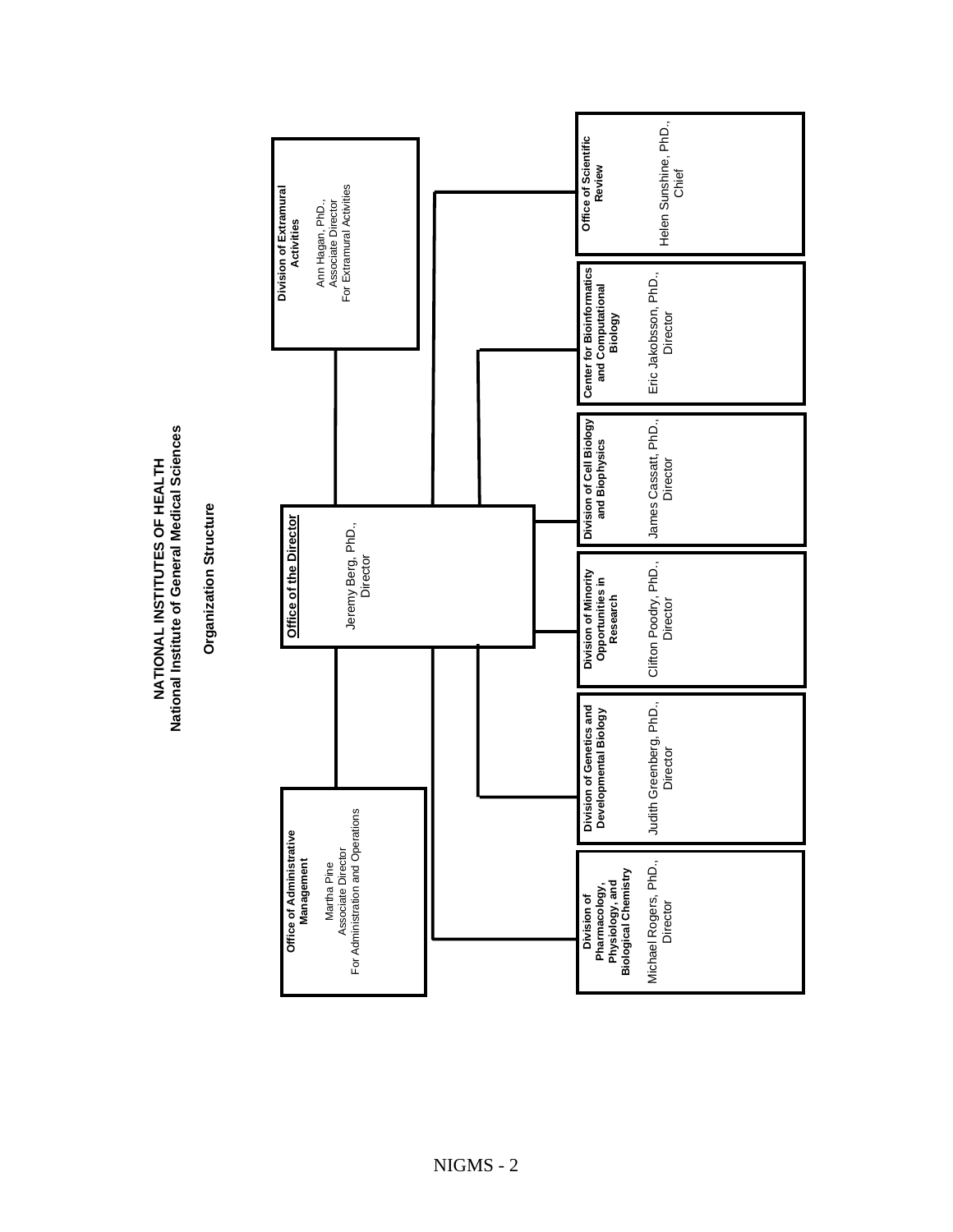# NATIONAL INSTITUTES OF HEALTH
## National Institute of General Medical Sciences

### Organization Structure

**Office of the Director**
Jeremy Berg, PhD., Director

**Division of Extramural Activities**
Ann Hagan, PhD., Associate Director For Extramural Activities

**Office of Administrative Management**
Martha Pine, Associate Director For Administration and Operations

**Office of Scientific Review**
Helen Sunshine, PhD., Chief

**Center for Bioinformatics and Computational Biology**
Eric Jakobsson, PhD., Director

**Division of Cell Biology and Biophysics**
James Cassatt, PhD., Director

**Division of Minority Opportunities in Research**
Clifton Poodry, PhD., Director

**Division of Genetics and Developmental Biology**
Judith Greenberg, PhD., Director

**Division of Pharmacology, Physiology, and Biological Chemistry**
Michael Rogers, PhD., Director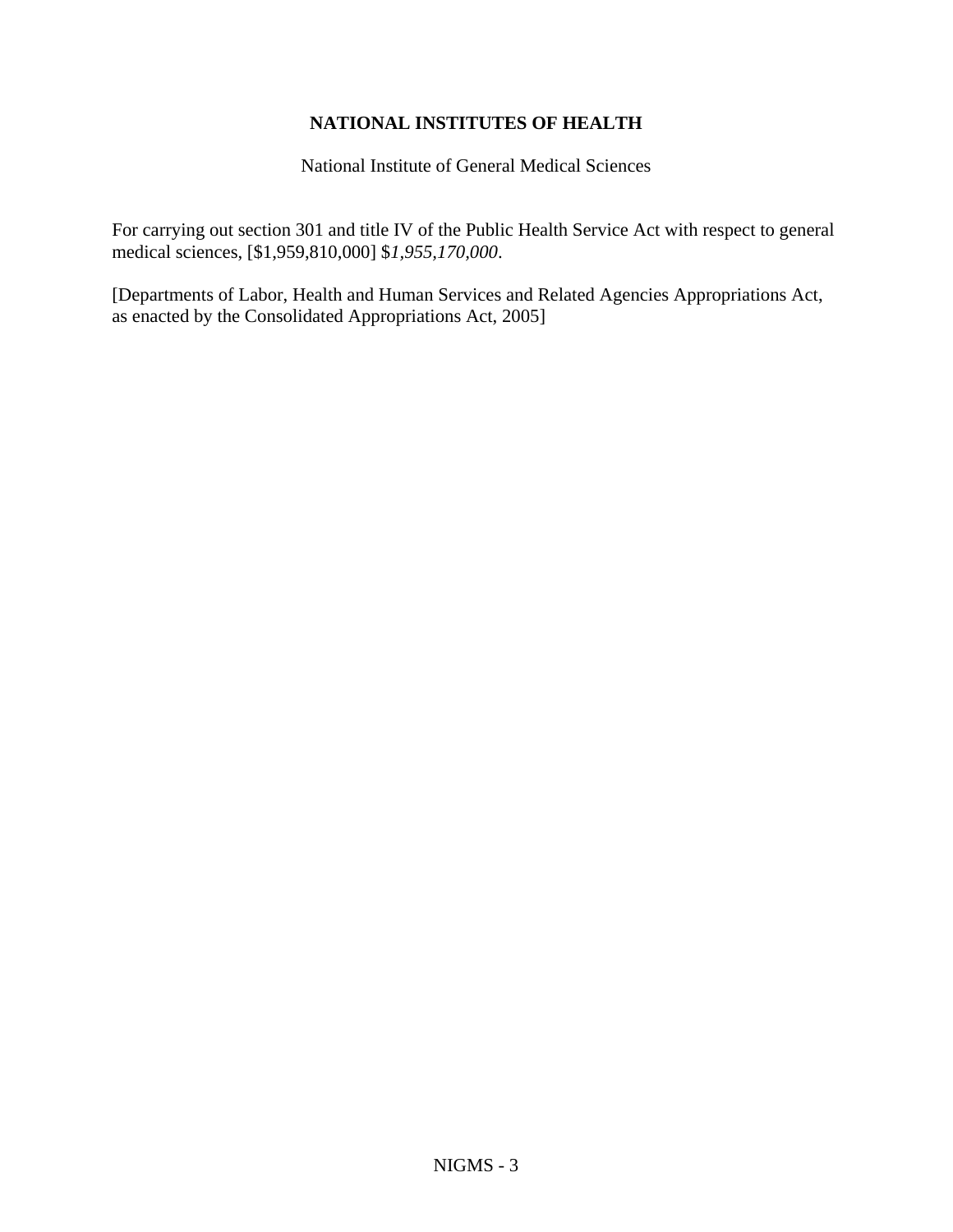# NATIONAL INSTITUTES OF HEALTH

National Institute of General Medical Sciences

For carrying out section 301 and title IV of the Public Health Service Act with respect to general medical sciences, [$1,959,810,000] $*1,955,170,000*.

[Departments of Labor, Health and Human Services and Related Agencies Appropriations Act, as enacted by the Consolidated Appropriations Act, 2005]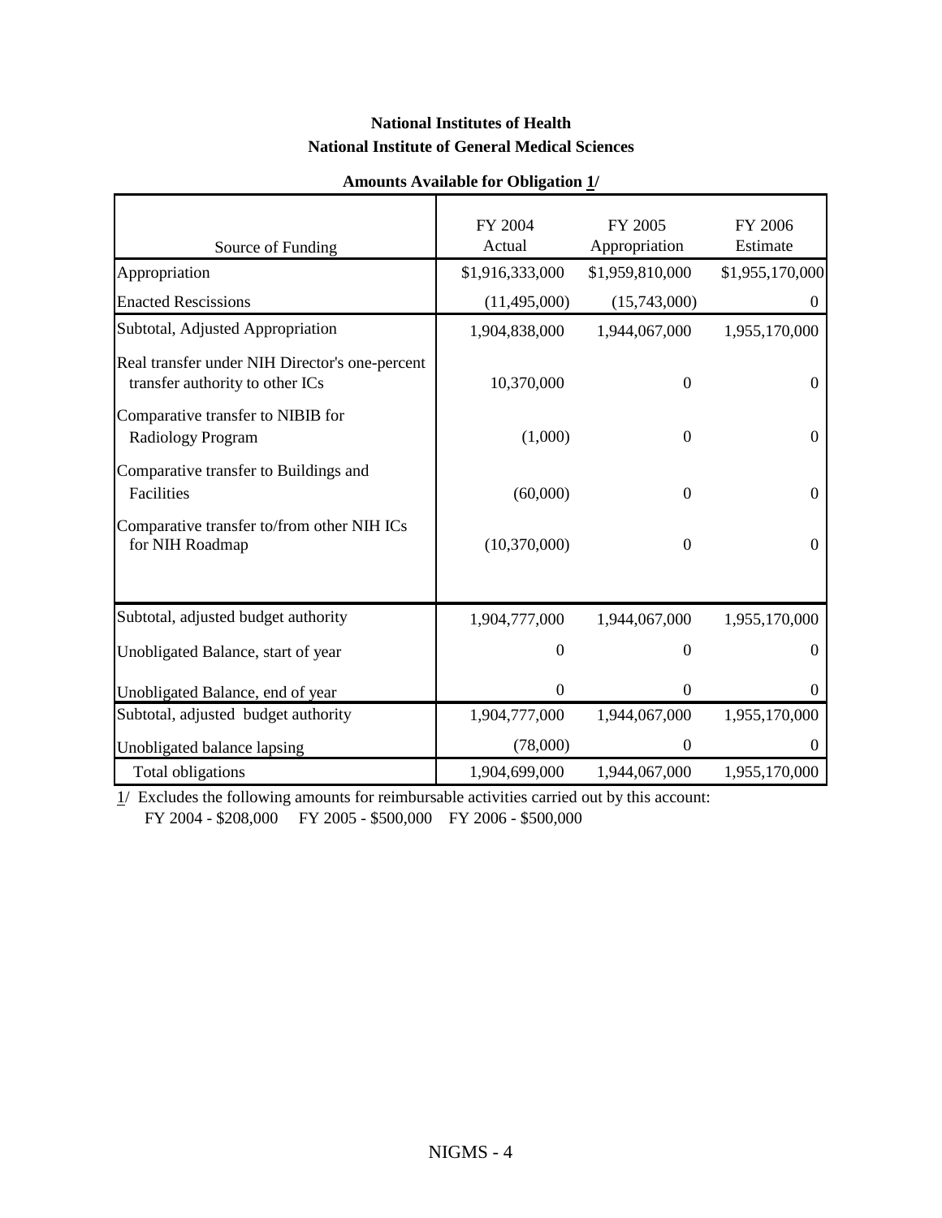**National Institutes of Health**
**National Institute of General Medical Sciences**

**Amounts Available for Obligation 1/**

| Source of Funding | FY 2004 Actual | FY 2005 Appropriation | FY 2006 Estimate |
|---|---|---|---|
| Appropriation | $1,916,333,000 | $1,959,810,000 | $1,955,170,000 |
| Enacted Rescissions | (11,495,000) | (15,743,000) | 0 |
| Subtotal, Adjusted Appropriation | 1,904,838,000 | 1,944,067,000 | 1,955,170,000 |
| Real transfer under NIH Director's one-percent transfer authority to other ICs | 10,370,000 | 0 | 0 |
| Comparative transfer to NIBIB for Radiology Program | (1,000) | 0 | 0 |
| Comparative transfer to Buildings and Facilities | (60,000) | 0 | 0 |
| Comparative transfer to/from other NIH ICs for NIH Roadmap | (10,370,000) | 0 | 0 |
| Subtotal, adjusted budget authority | 1,904,777,000 | 1,944,067,000 | 1,955,170,000 |
| Unobligated Balance, start of year | 0 | 0 | 0 |
| Unobligated Balance, end of year | 0 | 0 | 0 |
| Subtotal, adjusted budget authority | 1,904,777,000 | 1,944,067,000 | 1,955,170,000 |
| Unobligated balance lapsing | (78,000) | 0 | 0 |
| Total obligations | 1,904,699,000 | 1,944,067,000 | 1,955,170,000 |

1/ Excludes the following amounts for reimbursable activities carried out by this account:
FY 2004 - $208,000 FY 2005 - $500,000 FY 2006 - $500,000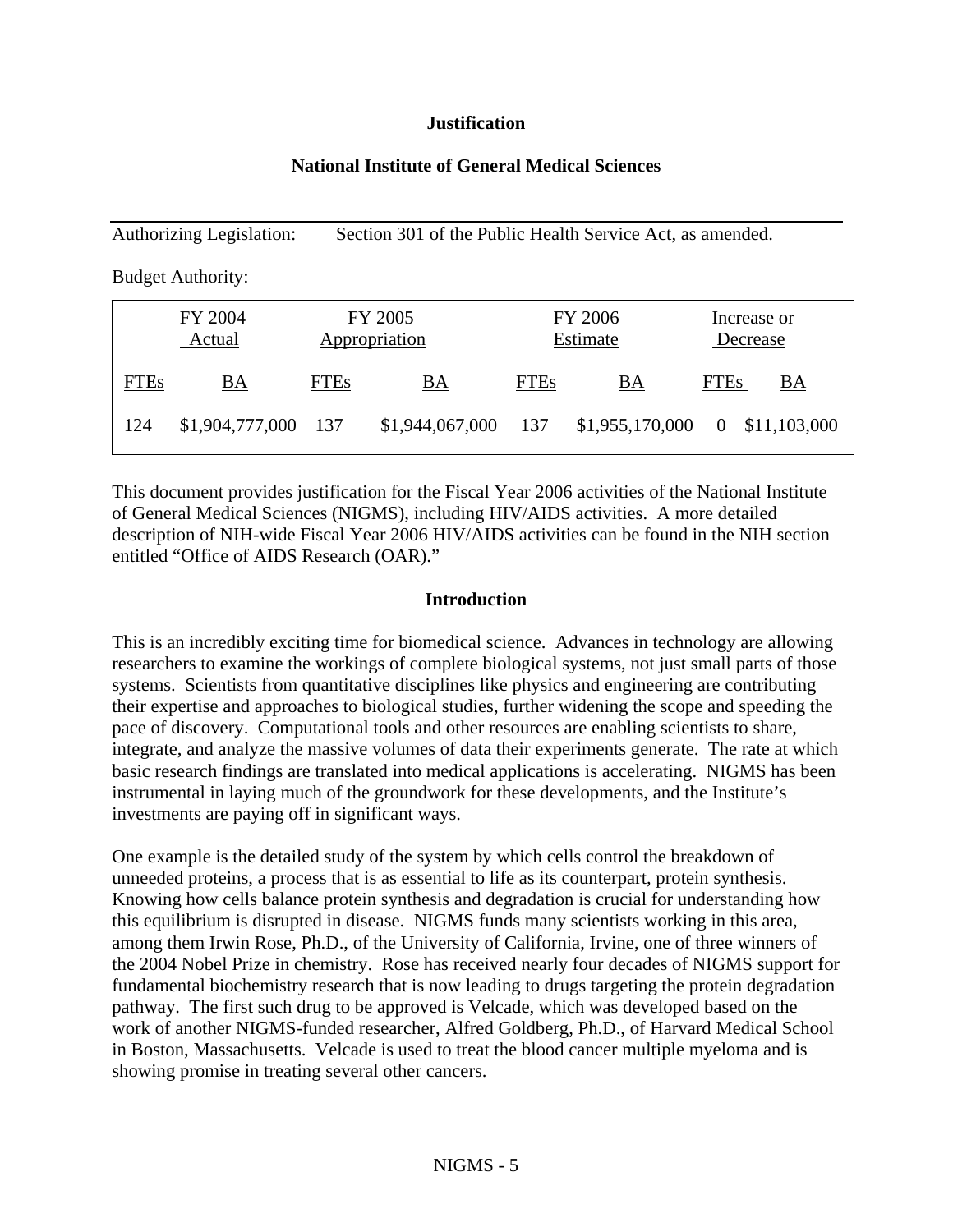**Justification**

**National Institute of General Medical Sciences**

Authorizing Legislation: Section 301 of the Public Health Service Act, as amended.

Budget Authority:

| FY 2004 Actual | | FY 2005 Appropriation | | FY 2006 Estimate | | Increase or Decrease | |
|---|---|---|---|---|---|---|---|
| FTEs | BA | FTEs | BA | FTEs | BA | FTEs | BA |
| 124 | $1,904,777,000 | 137 | $1,944,067,000 | 137 | $1,955,170,000 | 0 | $11,103,000 |

This document provides justification for the Fiscal Year 2006 activities of the National Institute of General Medical Sciences (NIGMS), including HIV/AIDS activities. A more detailed description of NIH-wide Fiscal Year 2006 HIV/AIDS activities can be found in the NIH section entitled "Office of AIDS Research (OAR)."

**Introduction**

This is an incredibly exciting time for biomedical science. Advances in technology are allowing researchers to examine the workings of complete biological systems, not just small parts of those systems. Scientists from quantitative disciplines like physics and engineering are contributing their expertise and approaches to biological studies, further widening the scope and speeding the pace of discovery. Computational tools and other resources are enabling scientists to share, integrate, and analyze the massive volumes of data their experiments generate. The rate at which basic research findings are translated into medical applications is accelerating. NIGMS has been instrumental in laying much of the groundwork for these developments, and the Institute's investments are paying off in significant ways.

One example is the detailed study of the system by which cells control the breakdown of unneeded proteins, a process that is as essential to life as its counterpart, protein synthesis. Knowing how cells balance protein synthesis and degradation is crucial for understanding how this equilibrium is disrupted in disease. NIGMS funds many scientists working in this area, among them Irwin Rose, Ph.D., of the University of California, Irvine, one of three winners of the 2004 Nobel Prize in chemistry. Rose has received nearly four decades of NIGMS support for fundamental biochemistry research that is now leading to drugs targeting the protein degradation pathway. The first such drug to be approved is Velcade, which was developed based on the work of another NIGMS-funded researcher, Alfred Goldberg, Ph.D., of Harvard Medical School in Boston, Massachusetts. Velcade is used to treat the blood cancer multiple myeloma and is showing promise in treating several other cancers.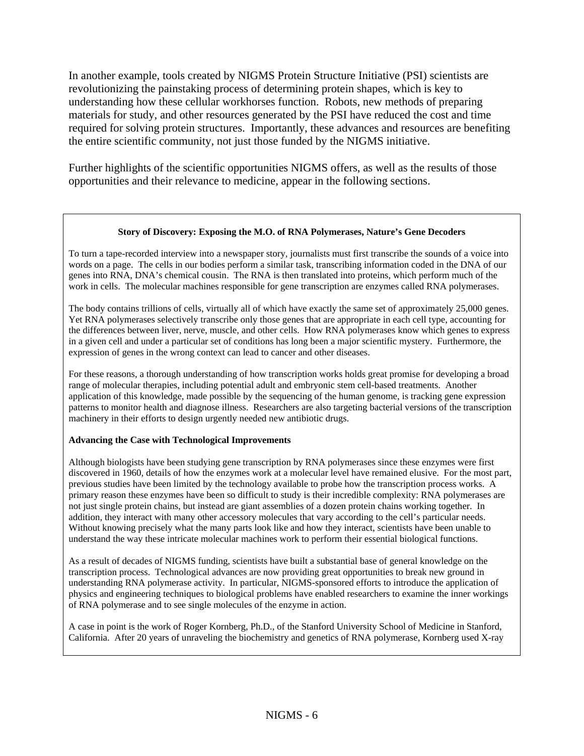In another example, tools created by NIGMS Protein Structure Initiative (PSI) scientists are revolutionizing the painstaking process of determining protein shapes, which is key to understanding how these cellular workhorses function. Robots, new methods of preparing materials for study, and other resources generated by the PSI have reduced the cost and time required for solving protein structures. Importantly, these advances and resources are benefiting the entire scientific community, not just those funded by the NIGMS initiative.

Further highlights of the scientific opportunities NIGMS offers, as well as the results of those opportunities and their relevance to medicine, appear in the following sections.

**Story of Discovery: Exposing the M.O. of RNA Polymerases, Nature's Gene Decoders**

To turn a tape-recorded interview into a newspaper story, journalists must first transcribe the sounds of a voice into words on a page. The cells in our bodies perform a similar task, transcribing information coded in the DNA of our genes into RNA, DNA's chemical cousin. The RNA is then translated into proteins, which perform much of the work in cells. The molecular machines responsible for gene transcription are enzymes called RNA polymerases.

The body contains trillions of cells, virtually all of which have exactly the same set of approximately 25,000 genes. Yet RNA polymerases selectively transcribe only those genes that are appropriate in each cell type, accounting for the differences between liver, nerve, muscle, and other cells. How RNA polymerases know which genes to express in a given cell and under a particular set of conditions has long been a major scientific mystery. Furthermore, the expression of genes in the wrong context can lead to cancer and other diseases.

For these reasons, a thorough understanding of how transcription works holds great promise for developing a broad range of molecular therapies, including potential adult and embryonic stem cell-based treatments. Another application of this knowledge, made possible by the sequencing of the human genome, is tracking gene expression patterns to monitor health and diagnose illness. Researchers are also targeting bacterial versions of the transcription machinery in their efforts to design urgently needed new antibiotic drugs.

**Advancing the Case with Technological Improvements**

Although biologists have been studying gene transcription by RNA polymerases since these enzymes were first discovered in 1960, details of how the enzymes work at a molecular level have remained elusive. For the most part, previous studies have been limited by the technology available to probe how the transcription process works. A primary reason these enzymes have been so difficult to study is their incredible complexity: RNA polymerases are not just single protein chains, but instead are giant assemblies of a dozen protein chains working together. In addition, they interact with many other accessory molecules that vary according to the cell's particular needs. Without knowing precisely what the many parts look like and how they interact, scientists have been unable to understand the way these intricate molecular machines work to perform their essential biological functions.

As a result of decades of NIGMS funding, scientists have built a substantial base of general knowledge on the transcription process. Technological advances are now providing great opportunities to break new ground in understanding RNA polymerase activity. In particular, NIGMS-sponsored efforts to introduce the application of physics and engineering techniques to biological problems have enabled researchers to examine the inner workings of RNA polymerase and to see single molecules of the enzyme in action.

A case in point is the work of Roger Kornberg, Ph.D., of the Stanford University School of Medicine in Stanford, California. After 20 years of unraveling the biochemistry and genetics of RNA polymerase, Kornberg used X-ray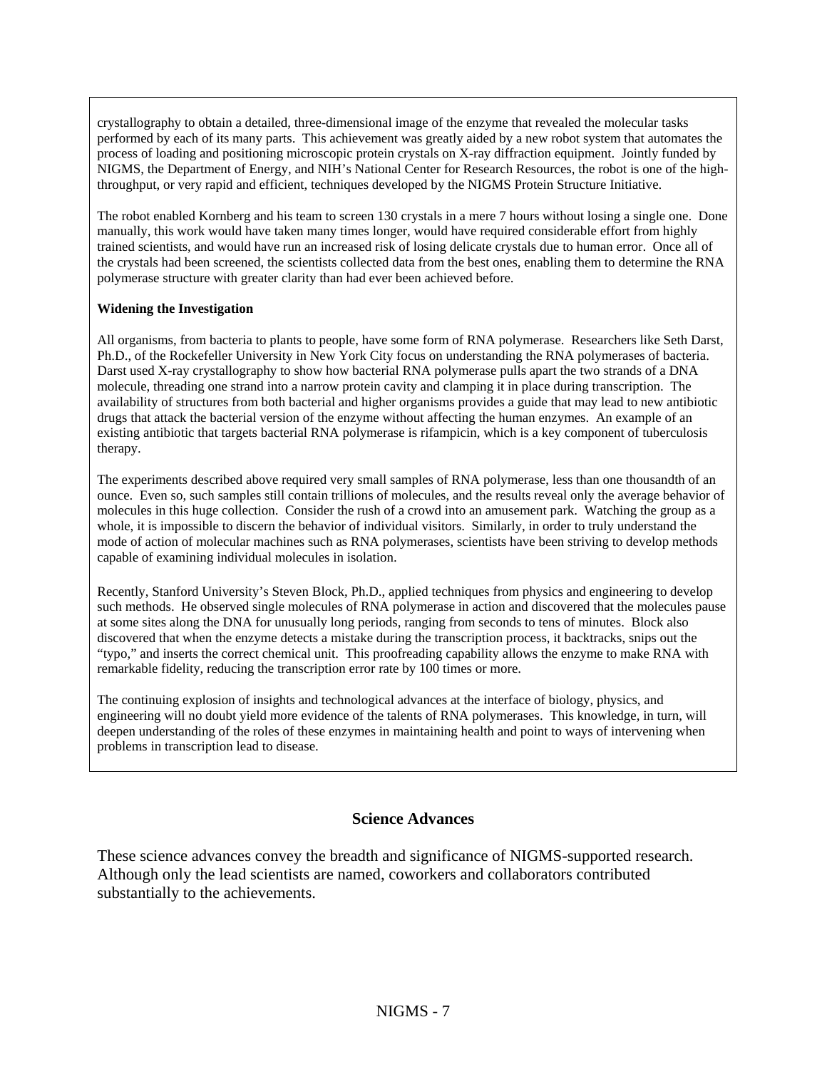crystallography to obtain a detailed, three-dimensional image of the enzyme that revealed the molecular tasks performed by each of its many parts. This achievement was greatly aided by a new robot system that automates the process of loading and positioning microscopic protein crystals on X-ray diffraction equipment. Jointly funded by NIGMS, the Department of Energy, and NIH's National Center for Research Resources, the robot is one of the high-throughput, or very rapid and efficient, techniques developed by the NIGMS Protein Structure Initiative.

The robot enabled Kornberg and his team to screen 130 crystals in a mere 7 hours without losing a single one. Done manually, this work would have taken many times longer, would have required considerable effort from highly trained scientists, and would have run an increased risk of losing delicate crystals due to human error. Once all of the crystals had been screened, the scientists collected data from the best ones, enabling them to determine the RNA polymerase structure with greater clarity than had ever been achieved before.

**Widening the Investigation**

All organisms, from bacteria to plants to people, have some form of RNA polymerase. Researchers like Seth Darst, Ph.D., of the Rockefeller University in New York City focus on understanding the RNA polymerases of bacteria. Darst used X-ray crystallography to show how bacterial RNA polymerase pulls apart the two strands of a DNA molecule, threading one strand into a narrow protein cavity and clamping it in place during transcription. The availability of structures from both bacterial and higher organisms provides a guide that may lead to new antibiotic drugs that attack the bacterial version of the enzyme without affecting the human enzymes. An example of an existing antibiotic that targets bacterial RNA polymerase is rifampicin, which is a key component of tuberculosis therapy.

The experiments described above required very small samples of RNA polymerase, less than one thousandth of an ounce. Even so, such samples still contain trillions of molecules, and the results reveal only the average behavior of molecules in this huge collection. Consider the rush of a crowd into an amusement park. Watching the group as a whole, it is impossible to discern the behavior of individual visitors. Similarly, in order to truly understand the mode of action of molecular machines such as RNA polymerases, scientists have been striving to develop methods capable of examining individual molecules in isolation.

Recently, Stanford University's Steven Block, Ph.D., applied techniques from physics and engineering to develop such methods. He observed single molecules of RNA polymerase in action and discovered that the molecules pause at some sites along the DNA for unusually long periods, ranging from seconds to tens of minutes. Block also discovered that when the enzyme detects a mistake during the transcription process, it backtracks, snips out the "typo," and inserts the correct chemical unit. This proofreading capability allows the enzyme to make RNA with remarkable fidelity, reducing the transcription error rate by 100 times or more.

The continuing explosion of insights and technological advances at the interface of biology, physics, and engineering will no doubt yield more evidence of the talents of RNA polymerases. This knowledge, in turn, will deepen understanding of the roles of these enzymes in maintaining health and point to ways of intervening when problems in transcription lead to disease.

## Science Advances

These science advances convey the breadth and significance of NIGMS-supported research. Although only the lead scientists are named, coworkers and collaborators contributed substantially to the achievements.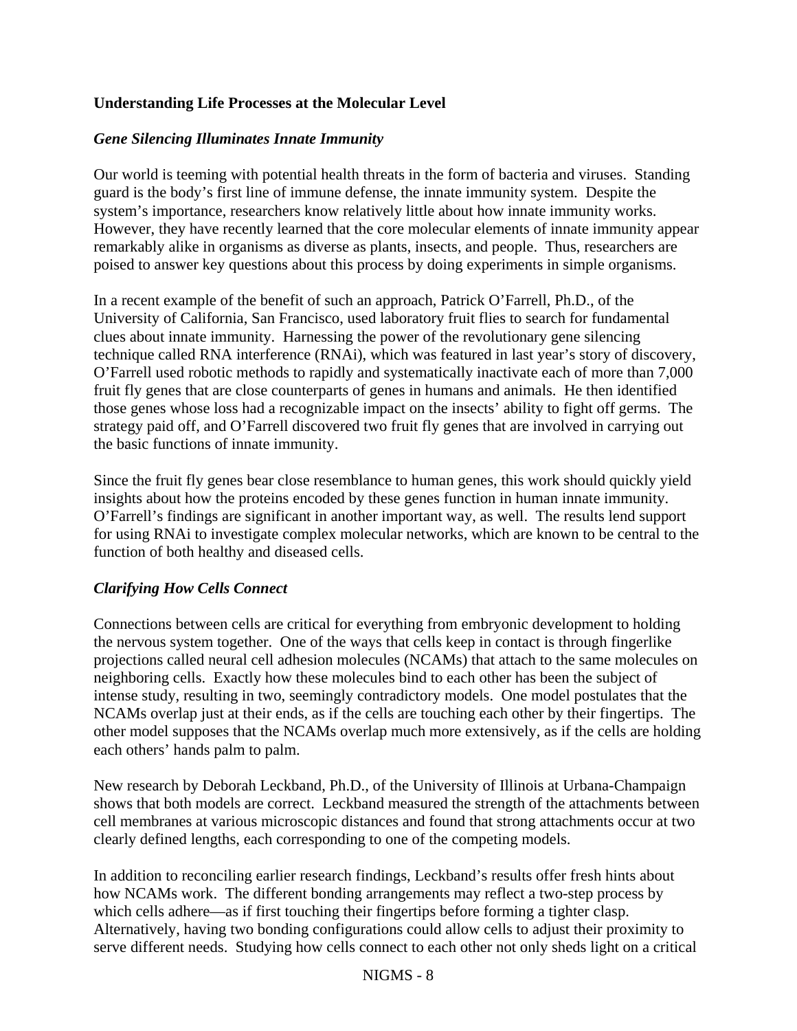**Understanding Life Processes at the Molecular Level**

***Gene Silencing Illuminates Innate Immunity***

Our world is teeming with potential health threats in the form of bacteria and viruses. Standing guard is the body's first line of immune defense, the innate immunity system. Despite the system's importance, researchers know relatively little about how innate immunity works. However, they have recently learned that the core molecular elements of innate immunity appear remarkably alike in organisms as diverse as plants, insects, and people. Thus, researchers are poised to answer key questions about this process by doing experiments in simple organisms.

In a recent example of the benefit of such an approach, Patrick O'Farrell, Ph.D., of the University of California, San Francisco, used laboratory fruit flies to search for fundamental clues about innate immunity. Harnessing the power of the revolutionary gene silencing technique called RNA interference (RNAi), which was featured in last year's story of discovery, O'Farrell used robotic methods to rapidly and systematically inactivate each of more than 7,000 fruit fly genes that are close counterparts of genes in humans and animals. He then identified those genes whose loss had a recognizable impact on the insects' ability to fight off germs. The strategy paid off, and O'Farrell discovered two fruit fly genes that are involved in carrying out the basic functions of innate immunity.

Since the fruit fly genes bear close resemblance to human genes, this work should quickly yield insights about how the proteins encoded by these genes function in human innate immunity. O'Farrell's findings are significant in another important way, as well. The results lend support for using RNAi to investigate complex molecular networks, which are known to be central to the function of both healthy and diseased cells.

***Clarifying How Cells Connect***

Connections between cells are critical for everything from embryonic development to holding the nervous system together. One of the ways that cells keep in contact is through fingerlike projections called neural cell adhesion molecules (NCAMs) that attach to the same molecules on neighboring cells. Exactly how these molecules bind to each other has been the subject of intense study, resulting in two, seemingly contradictory models. One model postulates that the NCAMs overlap just at their ends, as if the cells are touching each other by their fingertips. The other model supposes that the NCAMs overlap much more extensively, as if the cells are holding each others' hands palm to palm.

New research by Deborah Leckband, Ph.D., of the University of Illinois at Urbana-Champaign shows that both models are correct. Leckband measured the strength of the attachments between cell membranes at various microscopic distances and found that strong attachments occur at two clearly defined lengths, each corresponding to one of the competing models.

In addition to reconciling earlier research findings, Leckband's results offer fresh hints about how NCAMs work. The different bonding arrangements may reflect a two-step process by which cells adhere—as if first touching their fingertips before forming a tighter clasp. Alternatively, having two bonding configurations could allow cells to adjust their proximity to serve different needs. Studying how cells connect to each other not only sheds light on a critical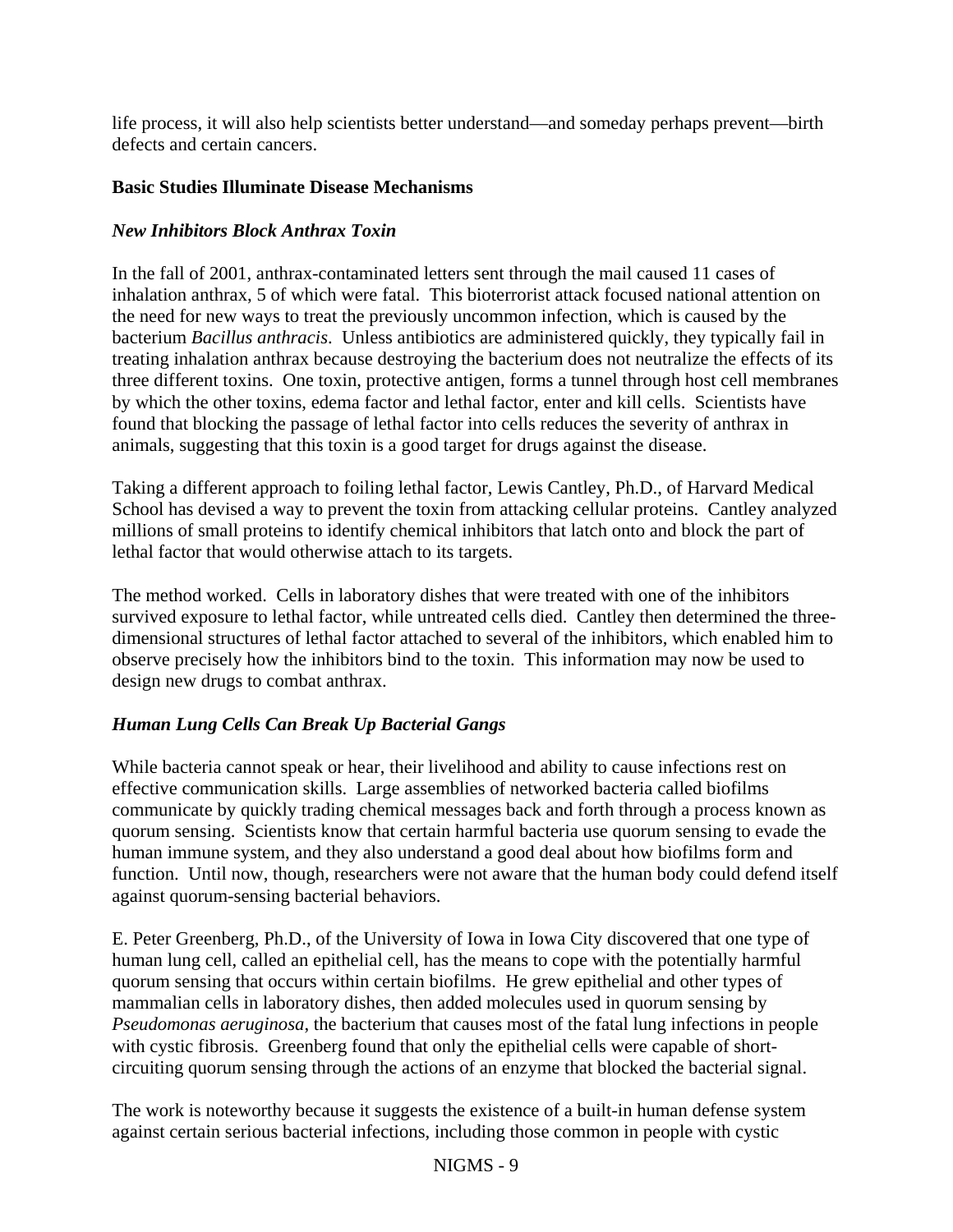life process, it will also help scientists better understand—and someday perhaps prevent—birth defects and certain cancers.

**Basic Studies Illuminate Disease Mechanisms**

***New Inhibitors Block Anthrax Toxin***

In the fall of 2001, anthrax-contaminated letters sent through the mail caused 11 cases of inhalation anthrax, 5 of which were fatal. This bioterrorist attack focused national attention on the need for new ways to treat the previously uncommon infection, which is caused by the bacterium *Bacillus anthracis*. Unless antibiotics are administered quickly, they typically fail in treating inhalation anthrax because destroying the bacterium does not neutralize the effects of its three different toxins. One toxin, protective antigen, forms a tunnel through host cell membranes by which the other toxins, edema factor and lethal factor, enter and kill cells. Scientists have found that blocking the passage of lethal factor into cells reduces the severity of anthrax in animals, suggesting that this toxin is a good target for drugs against the disease.

Taking a different approach to foiling lethal factor, Lewis Cantley, Ph.D., of Harvard Medical School has devised a way to prevent the toxin from attacking cellular proteins. Cantley analyzed millions of small proteins to identify chemical inhibitors that latch onto and block the part of lethal factor that would otherwise attach to its targets.

The method worked. Cells in laboratory dishes that were treated with one of the inhibitors survived exposure to lethal factor, while untreated cells died. Cantley then determined the three-dimensional structures of lethal factor attached to several of the inhibitors, which enabled him to observe precisely how the inhibitors bind to the toxin. This information may now be used to design new drugs to combat anthrax.

***Human Lung Cells Can Break Up Bacterial Gangs***

While bacteria cannot speak or hear, their livelihood and ability to cause infections rest on effective communication skills. Large assemblies of networked bacteria called biofilms communicate by quickly trading chemical messages back and forth through a process known as quorum sensing. Scientists know that certain harmful bacteria use quorum sensing to evade the human immune system, and they also understand a good deal about how biofilms form and function. Until now, though, researchers were not aware that the human body could defend itself against quorum-sensing bacterial behaviors.

E. Peter Greenberg, Ph.D., of the University of Iowa in Iowa City discovered that one type of human lung cell, called an epithelial cell, has the means to cope with the potentially harmful quorum sensing that occurs within certain biofilms. He grew epithelial and other types of mammalian cells in laboratory dishes, then added molecules used in quorum sensing by *Pseudomonas aeruginosa*, the bacterium that causes most of the fatal lung infections in people with cystic fibrosis. Greenberg found that only the epithelial cells were capable of short-circuiting quorum sensing through the actions of an enzyme that blocked the bacterial signal.

The work is noteworthy because it suggests the existence of a built-in human defense system against certain serious bacterial infections, including those common in people with cystic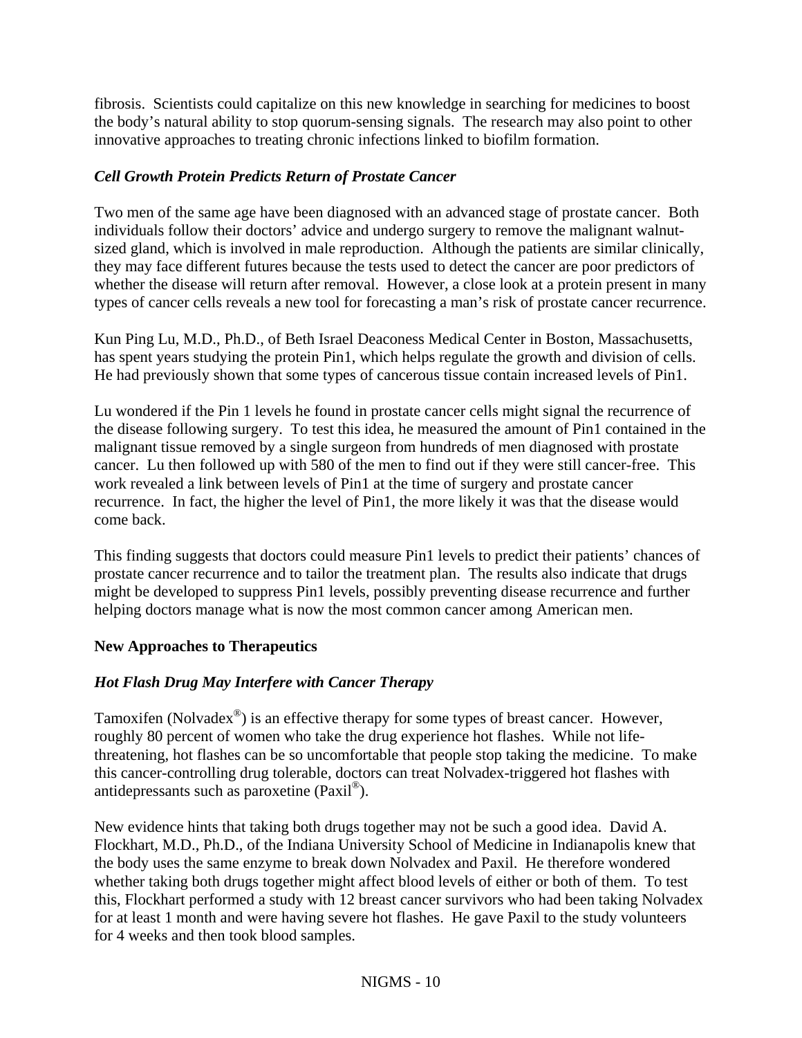fibrosis. Scientists could capitalize on this new knowledge in searching for medicines to boost the body's natural ability to stop quorum-sensing signals. The research may also point to other innovative approaches to treating chronic infections linked to biofilm formation.

### *Cell Growth Protein Predicts Return of Prostate Cancer*

Two men of the same age have been diagnosed with an advanced stage of prostate cancer. Both individuals follow their doctors' advice and undergo surgery to remove the malignant walnut-sized gland, which is involved in male reproduction. Although the patients are similar clinically, they may face different futures because the tests used to detect the cancer are poor predictors of whether the disease will return after removal. However, a close look at a protein present in many types of cancer cells reveals a new tool for forecasting a man's risk of prostate cancer recurrence.

Kun Ping Lu, M.D., Ph.D., of Beth Israel Deaconess Medical Center in Boston, Massachusetts, has spent years studying the protein Pin1, which helps regulate the growth and division of cells. He had previously shown that some types of cancerous tissue contain increased levels of Pin1.

Lu wondered if the Pin 1 levels he found in prostate cancer cells might signal the recurrence of the disease following surgery. To test this idea, he measured the amount of Pin1 contained in the malignant tissue removed by a single surgeon from hundreds of men diagnosed with prostate cancer. Lu then followed up with 580 of the men to find out if they were still cancer-free. This work revealed a link between levels of Pin1 at the time of surgery and prostate cancer recurrence. In fact, the higher the level of Pin1, the more likely it was that the disease would come back.

This finding suggests that doctors could measure Pin1 levels to predict their patients' chances of prostate cancer recurrence and to tailor the treatment plan. The results also indicate that drugs might be developed to suppress Pin1 levels, possibly preventing disease recurrence and further helping doctors manage what is now the most common cancer among American men.

## **New Approaches to Therapeutics**

### *Hot Flash Drug May Interfere with Cancer Therapy*

Tamoxifen (Nolvadex®) is an effective therapy for some types of breast cancer. However, roughly 80 percent of women who take the drug experience hot flashes. While not life-threatening, hot flashes can be so uncomfortable that people stop taking the medicine. To make this cancer-controlling drug tolerable, doctors can treat Nolvadex-triggered hot flashes with antidepressants such as paroxetine (Paxil®).

New evidence hints that taking both drugs together may not be such a good idea. David A. Flockhart, M.D., Ph.D., of the Indiana University School of Medicine in Indianapolis knew that the body uses the same enzyme to break down Nolvadex and Paxil. He therefore wondered whether taking both drugs together might affect blood levels of either or both of them. To test this, Flockhart performed a study with 12 breast cancer survivors who had been taking Nolvadex for at least 1 month and were having severe hot flashes. He gave Paxil to the study volunteers for 4 weeks and then took blood samples.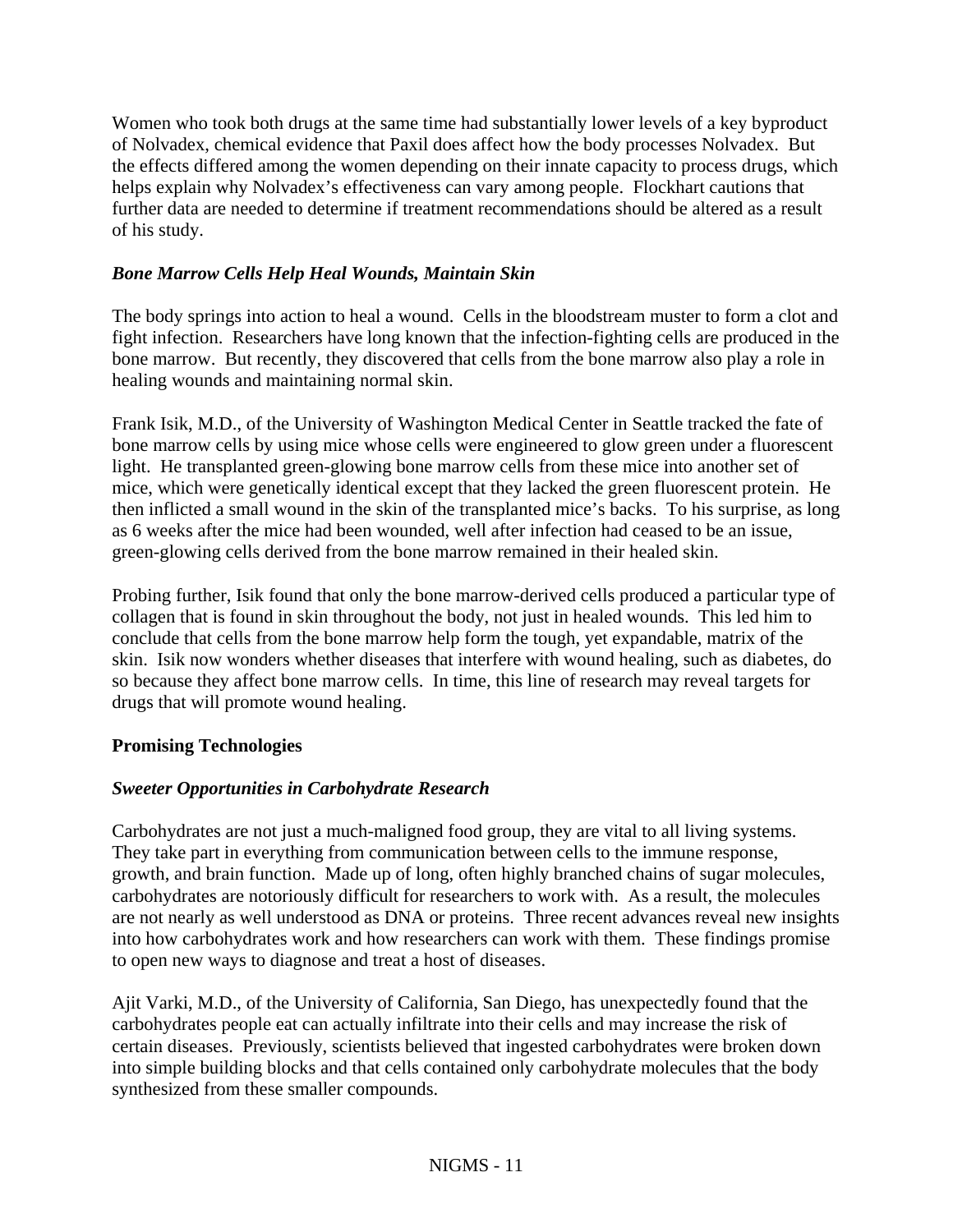Women who took both drugs at the same time had substantially lower levels of a key byproduct of Nolvadex, chemical evidence that Paxil does affect how the body processes Nolvadex. But the effects differed among the women depending on their innate capacity to process drugs, which helps explain why Nolvadex's effectiveness can vary among people. Flockhart cautions that further data are needed to determine if treatment recommendations should be altered as a result of his study.

### *Bone Marrow Cells Help Heal Wounds, Maintain Skin*

The body springs into action to heal a wound. Cells in the bloodstream muster to form a clot and fight infection. Researchers have long known that the infection-fighting cells are produced in the bone marrow. But recently, they discovered that cells from the bone marrow also play a role in healing wounds and maintaining normal skin.

Frank Isik, M.D., of the University of Washington Medical Center in Seattle tracked the fate of bone marrow cells by using mice whose cells were engineered to glow green under a fluorescent light. He transplanted green-glowing bone marrow cells from these mice into another set of mice, which were genetically identical except that they lacked the green fluorescent protein. He then inflicted a small wound in the skin of the transplanted mice's backs. To his surprise, as long as 6 weeks after the mice had been wounded, well after infection had ceased to be an issue, green-glowing cells derived from the bone marrow remained in their healed skin.

Probing further, Isik found that only the bone marrow-derived cells produced a particular type of collagen that is found in skin throughout the body, not just in healed wounds. This led him to conclude that cells from the bone marrow help form the tough, yet expandable, matrix of the skin. Isik now wonders whether diseases that interfere with wound healing, such as diabetes, do so because they affect bone marrow cells. In time, this line of research may reveal targets for drugs that will promote wound healing.

## **Promising Technologies**

### *Sweeter Opportunities in Carbohydrate Research*

Carbohydrates are not just a much-maligned food group, they are vital to all living systems. They take part in everything from communication between cells to the immune response, growth, and brain function. Made up of long, often highly branched chains of sugar molecules, carbohydrates are notoriously difficult for researchers to work with. As a result, the molecules are not nearly as well understood as DNA or proteins. Three recent advances reveal new insights into how carbohydrates work and how researchers can work with them. These findings promise to open new ways to diagnose and treat a host of diseases.

Ajit Varki, M.D., of the University of California, San Diego, has unexpectedly found that the carbohydrates people eat can actually infiltrate into their cells and may increase the risk of certain diseases. Previously, scientists believed that ingested carbohydrates were broken down into simple building blocks and that cells contained only carbohydrate molecules that the body synthesized from these smaller compounds.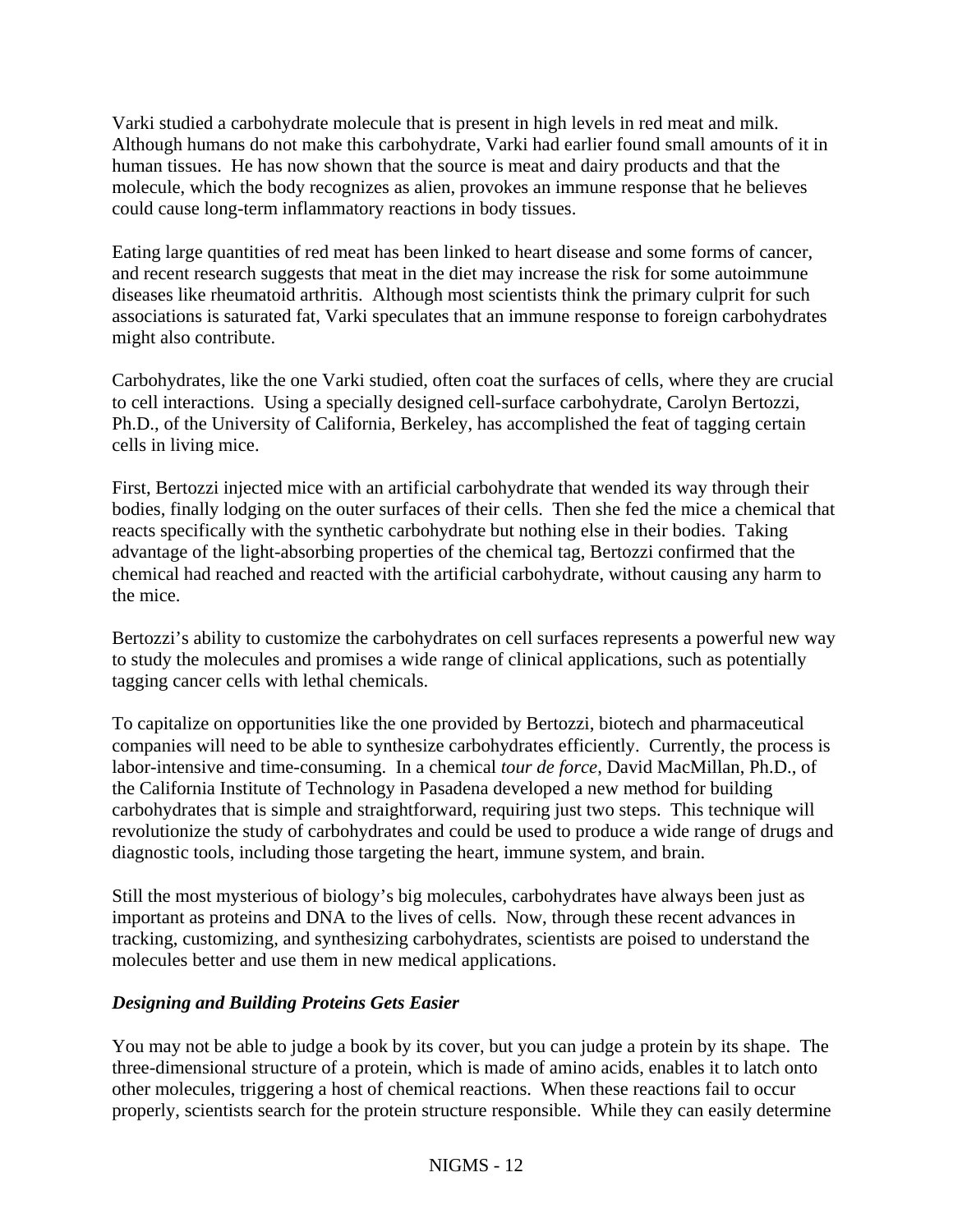Varki studied a carbohydrate molecule that is present in high levels in red meat and milk. Although humans do not make this carbohydrate, Varki had earlier found small amounts of it in human tissues. He has now shown that the source is meat and dairy products and that the molecule, which the body recognizes as alien, provokes an immune response that he believes could cause long-term inflammatory reactions in body tissues.

Eating large quantities of red meat has been linked to heart disease and some forms of cancer, and recent research suggests that meat in the diet may increase the risk for some autoimmune diseases like rheumatoid arthritis. Although most scientists think the primary culprit for such associations is saturated fat, Varki speculates that an immune response to foreign carbohydrates might also contribute.

Carbohydrates, like the one Varki studied, often coat the surfaces of cells, where they are crucial to cell interactions. Using a specially designed cell-surface carbohydrate, Carolyn Bertozzi, Ph.D., of the University of California, Berkeley, has accomplished the feat of tagging certain cells in living mice.

First, Bertozzi injected mice with an artificial carbohydrate that wended its way through their bodies, finally lodging on the outer surfaces of their cells. Then she fed the mice a chemical that reacts specifically with the synthetic carbohydrate but nothing else in their bodies. Taking advantage of the light-absorbing properties of the chemical tag, Bertozzi confirmed that the chemical had reached and reacted with the artificial carbohydrate, without causing any harm to the mice.

Bertozzi's ability to customize the carbohydrates on cell surfaces represents a powerful new way to study the molecules and promises a wide range of clinical applications, such as potentially tagging cancer cells with lethal chemicals.

To capitalize on opportunities like the one provided by Bertozzi, biotech and pharmaceutical companies will need to be able to synthesize carbohydrates efficiently. Currently, the process is labor-intensive and time-consuming. In a chemical *tour de force*, David MacMillan, Ph.D., of the California Institute of Technology in Pasadena developed a new method for building carbohydrates that is simple and straightforward, requiring just two steps. This technique will revolutionize the study of carbohydrates and could be used to produce a wide range of drugs and diagnostic tools, including those targeting the heart, immune system, and brain.

Still the most mysterious of biology's big molecules, carbohydrates have always been just as important as proteins and DNA to the lives of cells. Now, through these recent advances in tracking, customizing, and synthesizing carbohydrates, scientists are poised to understand the molecules better and use them in new medical applications.

### *Designing and Building Proteins Gets Easier*

You may not be able to judge a book by its cover, but you can judge a protein by its shape. The three-dimensional structure of a protein, which is made of amino acids, enables it to latch onto other molecules, triggering a host of chemical reactions. When these reactions fail to occur properly, scientists search for the protein structure responsible. While they can easily determine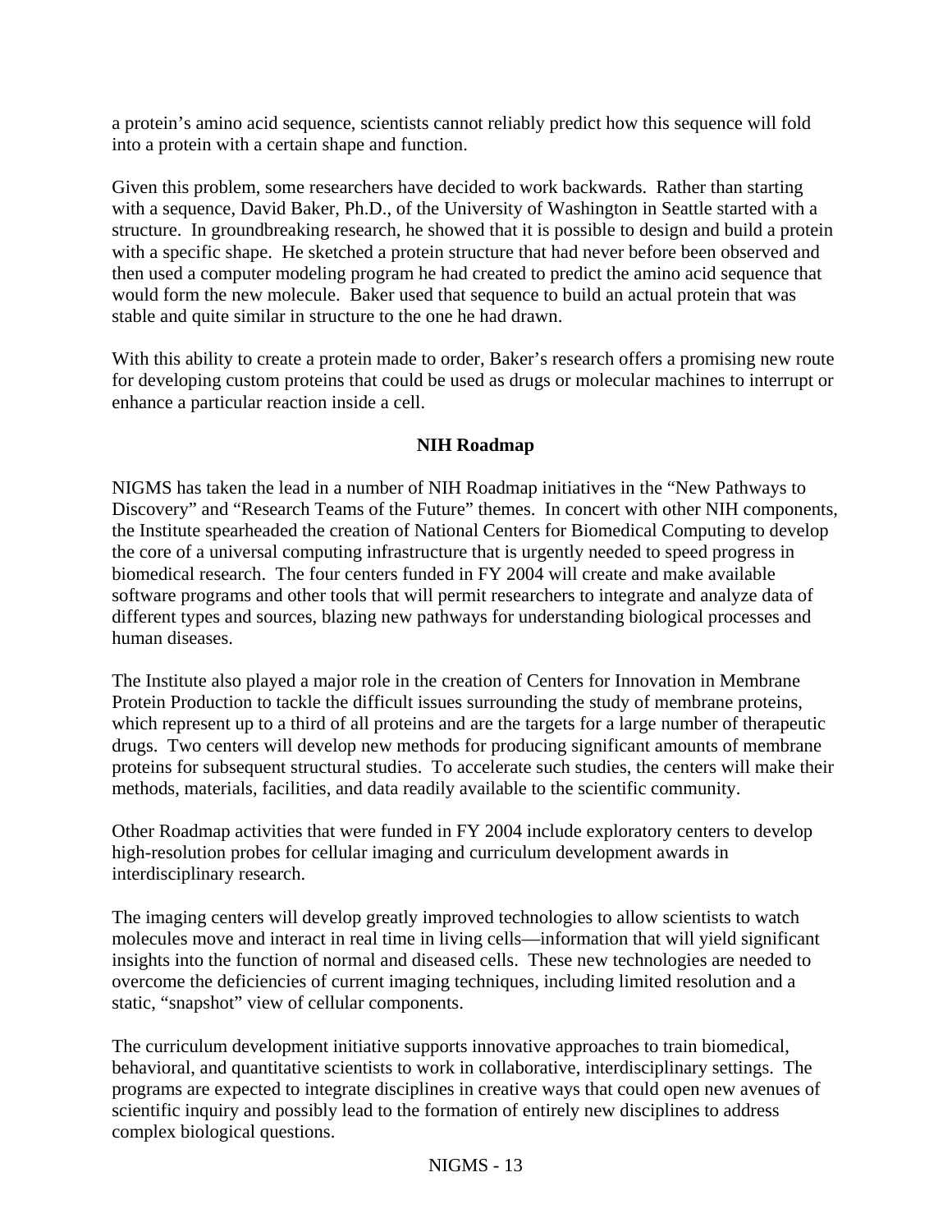a protein's amino acid sequence, scientists cannot reliably predict how this sequence will fold into a protein with a certain shape and function.

Given this problem, some researchers have decided to work backwards. Rather than starting with a sequence, David Baker, Ph.D., of the University of Washington in Seattle started with a structure. In groundbreaking research, he showed that it is possible to design and build a protein with a specific shape. He sketched a protein structure that had never before been observed and then used a computer modeling program he had created to predict the amino acid sequence that would form the new molecule. Baker used that sequence to build an actual protein that was stable and quite similar in structure to the one he had drawn.

With this ability to create a protein made to order, Baker's research offers a promising new route for developing custom proteins that could be used as drugs or molecular machines to interrupt or enhance a particular reaction inside a cell.

**NIH Roadmap**

NIGMS has taken the lead in a number of NIH Roadmap initiatives in the "New Pathways to Discovery" and "Research Teams of the Future" themes. In concert with other NIH components, the Institute spearheaded the creation of National Centers for Biomedical Computing to develop the core of a universal computing infrastructure that is urgently needed to speed progress in biomedical research. The four centers funded in FY 2004 will create and make available software programs and other tools that will permit researchers to integrate and analyze data of different types and sources, blazing new pathways for understanding biological processes and human diseases.

The Institute also played a major role in the creation of Centers for Innovation in Membrane Protein Production to tackle the difficult issues surrounding the study of membrane proteins, which represent up to a third of all proteins and are the targets for a large number of therapeutic drugs. Two centers will develop new methods for producing significant amounts of membrane proteins for subsequent structural studies. To accelerate such studies, the centers will make their methods, materials, facilities, and data readily available to the scientific community.

Other Roadmap activities that were funded in FY 2004 include exploratory centers to develop high-resolution probes for cellular imaging and curriculum development awards in interdisciplinary research.

The imaging centers will develop greatly improved technologies to allow scientists to watch molecules move and interact in real time in living cells—information that will yield significant insights into the function of normal and diseased cells. These new technologies are needed to overcome the deficiencies of current imaging techniques, including limited resolution and a static, "snapshot" view of cellular components.

The curriculum development initiative supports innovative approaches to train biomedical, behavioral, and quantitative scientists to work in collaborative, interdisciplinary settings. The programs are expected to integrate disciplines in creative ways that could open new avenues of scientific inquiry and possibly lead to the formation of entirely new disciplines to address complex biological questions.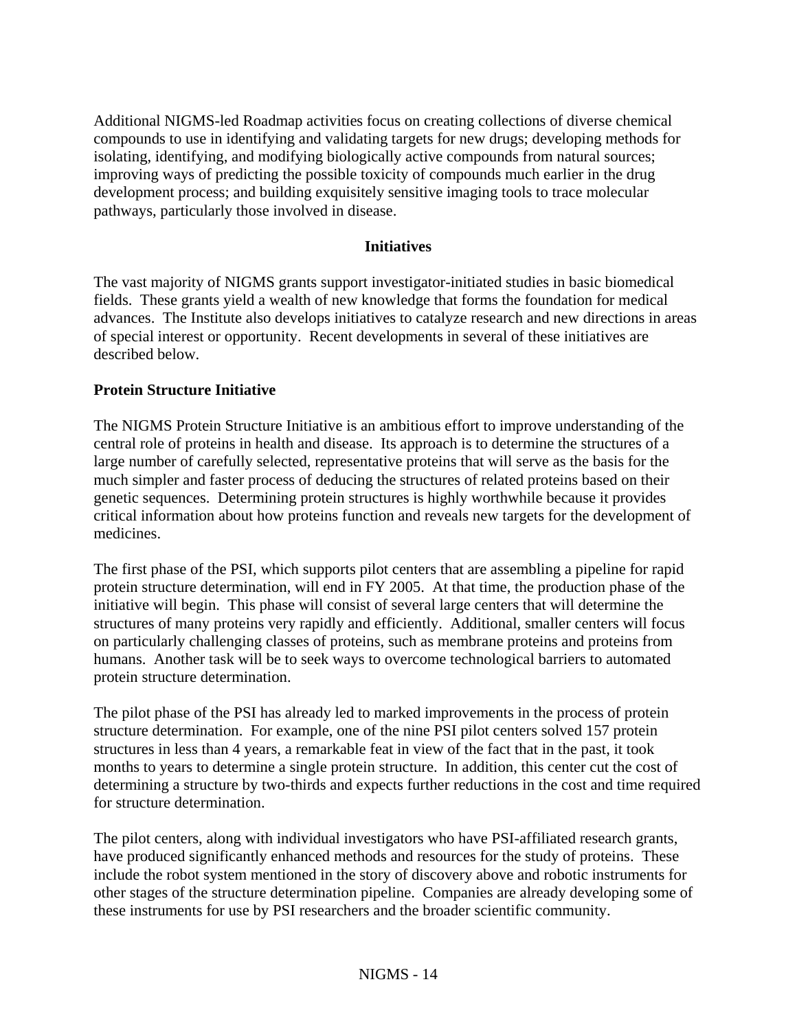Additional NIGMS-led Roadmap activities focus on creating collections of diverse chemical compounds to use in identifying and validating targets for new drugs; developing methods for isolating, identifying, and modifying biologically active compounds from natural sources; improving ways of predicting the possible toxicity of compounds much earlier in the drug development process; and building exquisitely sensitive imaging tools to trace molecular pathways, particularly those involved in disease.

## Initiatives

The vast majority of NIGMS grants support investigator-initiated studies in basic biomedical fields. These grants yield a wealth of new knowledge that forms the foundation for medical advances. The Institute also develops initiatives to catalyze research and new directions in areas of special interest or opportunity. Recent developments in several of these initiatives are described below.

### Protein Structure Initiative

The NIGMS Protein Structure Initiative is an ambitious effort to improve understanding of the central role of proteins in health and disease. Its approach is to determine the structures of a large number of carefully selected, representative proteins that will serve as the basis for the much simpler and faster process of deducing the structures of related proteins based on their genetic sequences. Determining protein structures is highly worthwhile because it provides critical information about how proteins function and reveals new targets for the development of medicines.

The first phase of the PSI, which supports pilot centers that are assembling a pipeline for rapid protein structure determination, will end in FY 2005. At that time, the production phase of the initiative will begin. This phase will consist of several large centers that will determine the structures of many proteins very rapidly and efficiently. Additional, smaller centers will focus on particularly challenging classes of proteins, such as membrane proteins and proteins from humans. Another task will be to seek ways to overcome technological barriers to automated protein structure determination.

The pilot phase of the PSI has already led to marked improvements in the process of protein structure determination. For example, one of the nine PSI pilot centers solved 157 protein structures in less than 4 years, a remarkable feat in view of the fact that in the past, it took months to years to determine a single protein structure. In addition, this center cut the cost of determining a structure by two-thirds and expects further reductions in the cost and time required for structure determination.

The pilot centers, along with individual investigators who have PSI-affiliated research grants, have produced significantly enhanced methods and resources for the study of proteins. These include the robot system mentioned in the story of discovery above and robotic instruments for other stages of the structure determination pipeline. Companies are already developing some of these instruments for use by PSI researchers and the broader scientific community.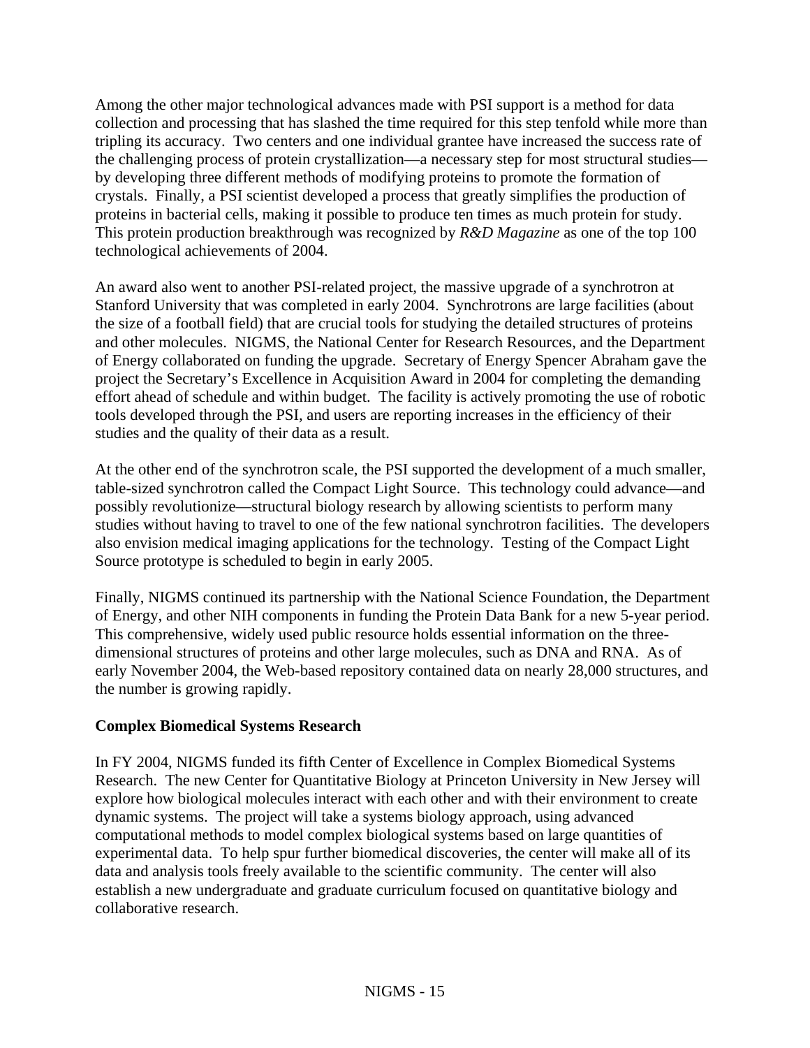Among the other major technological advances made with PSI support is a method for data collection and processing that has slashed the time required for this step tenfold while more than tripling its accuracy. Two centers and one individual grantee have increased the success rate of the challenging process of protein crystallization—a necessary step for most structural studies—by developing three different methods of modifying proteins to promote the formation of crystals. Finally, a PSI scientist developed a process that greatly simplifies the production of proteins in bacterial cells, making it possible to produce ten times as much protein for study. This protein production breakthrough was recognized by *R&D Magazine* as one of the top 100 technological achievements of 2004.

An award also went to another PSI-related project, the massive upgrade of a synchrotron at Stanford University that was completed in early 2004. Synchrotrons are large facilities (about the size of a football field) that are crucial tools for studying the detailed structures of proteins and other molecules. NIGMS, the National Center for Research Resources, and the Department of Energy collaborated on funding the upgrade. Secretary of Energy Spencer Abraham gave the project the Secretary's Excellence in Acquisition Award in 2004 for completing the demanding effort ahead of schedule and within budget. The facility is actively promoting the use of robotic tools developed through the PSI, and users are reporting increases in the efficiency of their studies and the quality of their data as a result.

At the other end of the synchrotron scale, the PSI supported the development of a much smaller, table-sized synchrotron called the Compact Light Source. This technology could advance—and possibly revolutionize—structural biology research by allowing scientists to perform many studies without having to travel to one of the few national synchrotron facilities. The developers also envision medical imaging applications for the technology. Testing of the Compact Light Source prototype is scheduled to begin in early 2005.

Finally, NIGMS continued its partnership with the National Science Foundation, the Department of Energy, and other NIH components in funding the Protein Data Bank for a new 5-year period. This comprehensive, widely used public resource holds essential information on the three-dimensional structures of proteins and other large molecules, such as DNA and RNA. As of early November 2004, the Web-based repository contained data on nearly 28,000 structures, and the number is growing rapidly.

**Complex Biomedical Systems Research**

In FY 2004, NIGMS funded its fifth Center of Excellence in Complex Biomedical Systems Research. The new Center for Quantitative Biology at Princeton University in New Jersey will explore how biological molecules interact with each other and with their environment to create dynamic systems. The project will take a systems biology approach, using advanced computational methods to model complex biological systems based on large quantities of experimental data. To help spur further biomedical discoveries, the center will make all of its data and analysis tools freely available to the scientific community. The center will also establish a new undergraduate and graduate curriculum focused on quantitative biology and collaborative research.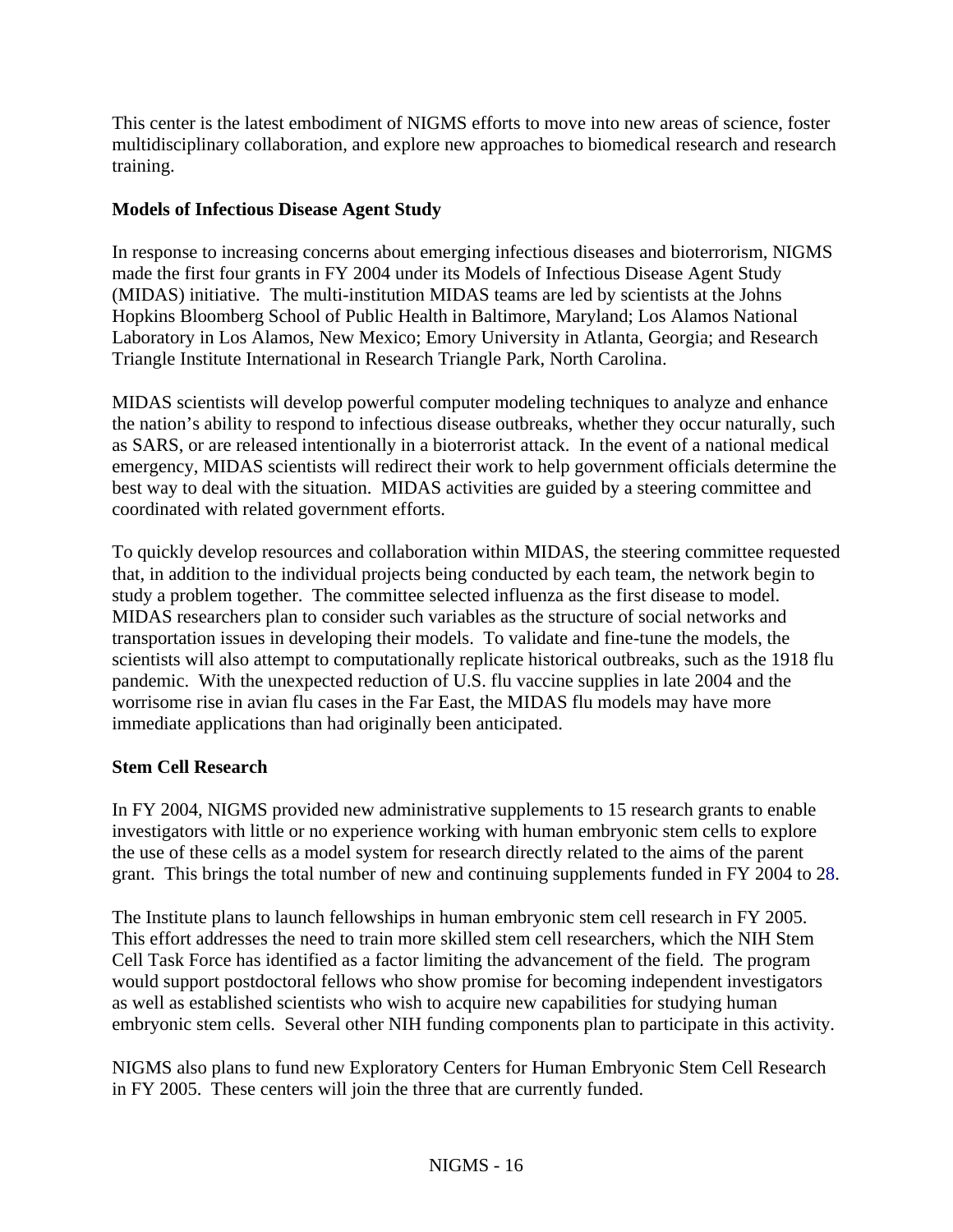This center is the latest embodiment of NIGMS efforts to move into new areas of science, foster multidisciplinary collaboration, and explore new approaches to biomedical research and research training.

**Models of Infectious Disease Agent Study**

In response to increasing concerns about emerging infectious diseases and bioterrorism, NIGMS made the first four grants in FY 2004 under its Models of Infectious Disease Agent Study (MIDAS) initiative. The multi-institution MIDAS teams are led by scientists at the Johns Hopkins Bloomberg School of Public Health in Baltimore, Maryland; Los Alamos National Laboratory in Los Alamos, New Mexico; Emory University in Atlanta, Georgia; and Research Triangle Institute International in Research Triangle Park, North Carolina.

MIDAS scientists will develop powerful computer modeling techniques to analyze and enhance the nation's ability to respond to infectious disease outbreaks, whether they occur naturally, such as SARS, or are released intentionally in a bioterrorist attack. In the event of a national medical emergency, MIDAS scientists will redirect their work to help government officials determine the best way to deal with the situation. MIDAS activities are guided by a steering committee and coordinated with related government efforts.

To quickly develop resources and collaboration within MIDAS, the steering committee requested that, in addition to the individual projects being conducted by each team, the network begin to study a problem together. The committee selected influenza as the first disease to model. MIDAS researchers plan to consider such variables as the structure of social networks and transportation issues in developing their models. To validate and fine-tune the models, the scientists will also attempt to computationally replicate historical outbreaks, such as the 1918 flu pandemic. With the unexpected reduction of U.S. flu vaccine supplies in late 2004 and the worrisome rise in avian flu cases in the Far East, the MIDAS flu models may have more immediate applications than had originally been anticipated.

**Stem Cell Research**

In FY 2004, NIGMS provided new administrative supplements to 15 research grants to enable investigators with little or no experience working with human embryonic stem cells to explore the use of these cells as a model system for research directly related to the aims of the parent grant. This brings the total number of new and continuing supplements funded in FY 2004 to 28.

The Institute plans to launch fellowships in human embryonic stem cell research in FY 2005. This effort addresses the need to train more skilled stem cell researchers, which the NIH Stem Cell Task Force has identified as a factor limiting the advancement of the field. The program would support postdoctoral fellows who show promise for becoming independent investigators as well as established scientists who wish to acquire new capabilities for studying human embryonic stem cells. Several other NIH funding components plan to participate in this activity.

NIGMS also plans to fund new Exploratory Centers for Human Embryonic Stem Cell Research in FY 2005. These centers will join the three that are currently funded.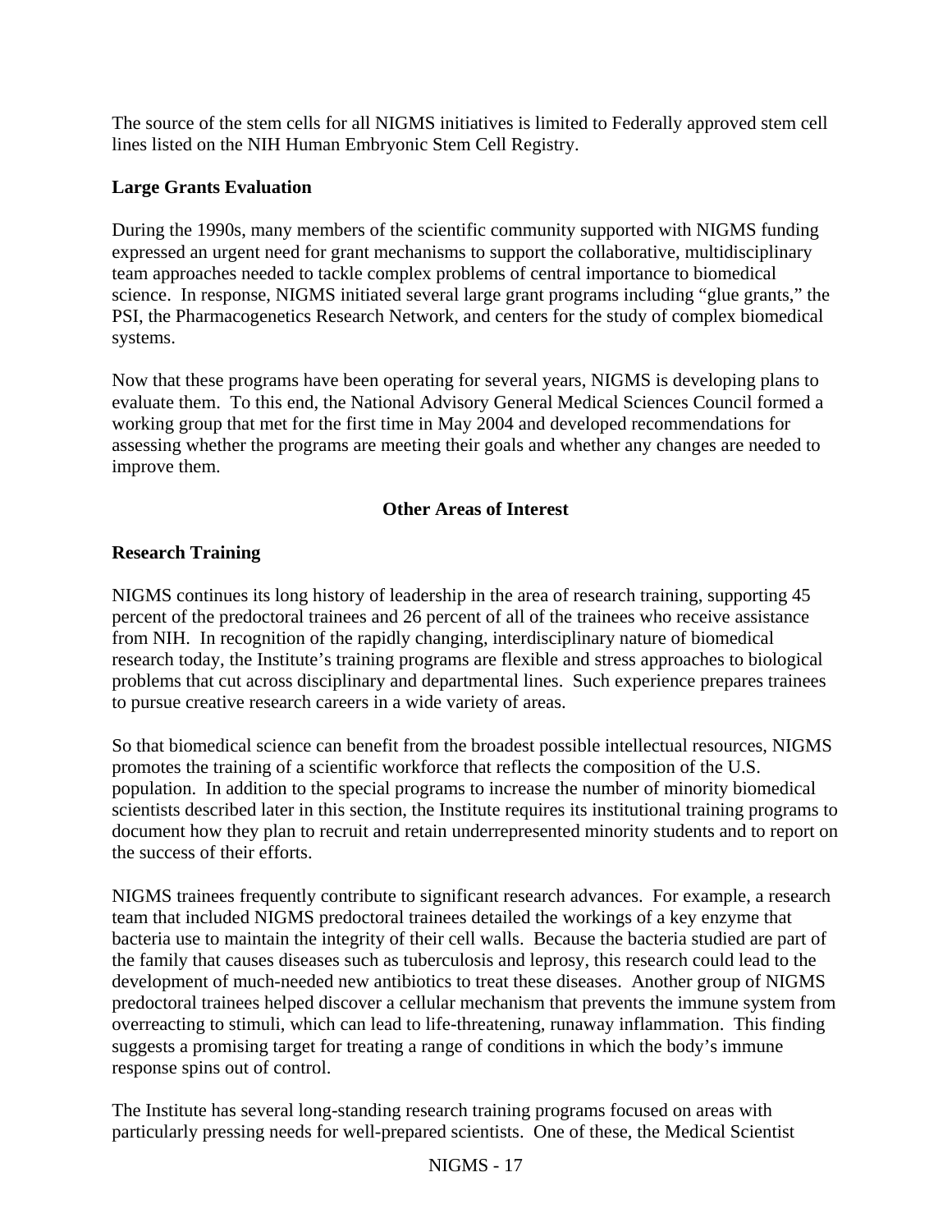The source of the stem cells for all NIGMS initiatives is limited to Federally approved stem cell lines listed on the NIH Human Embryonic Stem Cell Registry.

**Large Grants Evaluation**

During the 1990s, many members of the scientific community supported with NIGMS funding expressed an urgent need for grant mechanisms to support the collaborative, multidisciplinary team approaches needed to tackle complex problems of central importance to biomedical science. In response, NIGMS initiated several large grant programs including "glue grants," the PSI, the Pharmacogenetics Research Network, and centers for the study of complex biomedical systems.

Now that these programs have been operating for several years, NIGMS is developing plans to evaluate them. To this end, the National Advisory General Medical Sciences Council formed a working group that met for the first time in May 2004 and developed recommendations for assessing whether the programs are meeting their goals and whether any changes are needed to improve them.

## Other Areas of Interest

**Research Training**

NIGMS continues its long history of leadership in the area of research training, supporting 45 percent of the predoctoral trainees and 26 percent of all of the trainees who receive assistance from NIH. In recognition of the rapidly changing, interdisciplinary nature of biomedical research today, the Institute's training programs are flexible and stress approaches to biological problems that cut across disciplinary and departmental lines. Such experience prepares trainees to pursue creative research careers in a wide variety of areas.

So that biomedical science can benefit from the broadest possible intellectual resources, NIGMS promotes the training of a scientific workforce that reflects the composition of the U.S. population. In addition to the special programs to increase the number of minority biomedical scientists described later in this section, the Institute requires its institutional training programs to document how they plan to recruit and retain underrepresented minority students and to report on the success of their efforts.

NIGMS trainees frequently contribute to significant research advances. For example, a research team that included NIGMS predoctoral trainees detailed the workings of a key enzyme that bacteria use to maintain the integrity of their cell walls. Because the bacteria studied are part of the family that causes diseases such as tuberculosis and leprosy, this research could lead to the development of much-needed new antibiotics to treat these diseases. Another group of NIGMS predoctoral trainees helped discover a cellular mechanism that prevents the immune system from overreacting to stimuli, which can lead to life-threatening, runaway inflammation. This finding suggests a promising target for treating a range of conditions in which the body's immune response spins out of control.

The Institute has several long-standing research training programs focused on areas with particularly pressing needs for well-prepared scientists. One of these, the Medical Scientist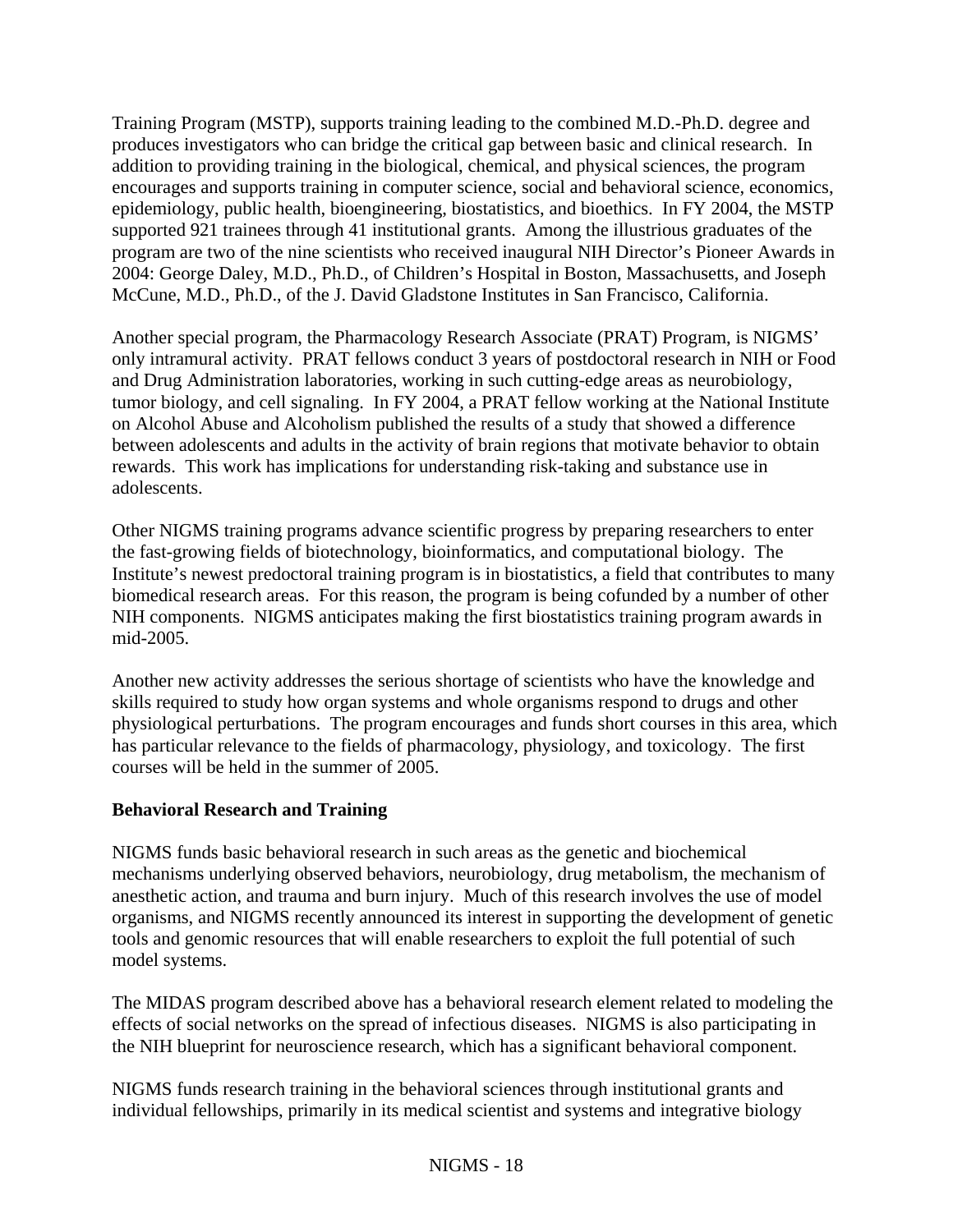Training Program (MSTP), supports training leading to the combined M.D.-Ph.D. degree and produces investigators who can bridge the critical gap between basic and clinical research. In addition to providing training in the biological, chemical, and physical sciences, the program encourages and supports training in computer science, social and behavioral science, economics, epidemiology, public health, bioengineering, biostatistics, and bioethics. In FY 2004, the MSTP supported 921 trainees through 41 institutional grants. Among the illustrious graduates of the program are two of the nine scientists who received inaugural NIH Director's Pioneer Awards in 2004: George Daley, M.D., Ph.D., of Children's Hospital in Boston, Massachusetts, and Joseph McCune, M.D., Ph.D., of the J. David Gladstone Institutes in San Francisco, California.

Another special program, the Pharmacology Research Associate (PRAT) Program, is NIGMS' only intramural activity. PRAT fellows conduct 3 years of postdoctoral research in NIH or Food and Drug Administration laboratories, working in such cutting-edge areas as neurobiology, tumor biology, and cell signaling. In FY 2004, a PRAT fellow working at the National Institute on Alcohol Abuse and Alcoholism published the results of a study that showed a difference between adolescents and adults in the activity of brain regions that motivate behavior to obtain rewards. This work has implications for understanding risk-taking and substance use in adolescents.

Other NIGMS training programs advance scientific progress by preparing researchers to enter the fast-growing fields of biotechnology, bioinformatics, and computational biology. The Institute's newest predoctoral training program is in biostatistics, a field that contributes to many biomedical research areas. For this reason, the program is being cofunded by a number of other NIH components. NIGMS anticipates making the first biostatistics training program awards in mid-2005.

Another new activity addresses the serious shortage of scientists who have the knowledge and skills required to study how organ systems and whole organisms respond to drugs and other physiological perturbations. The program encourages and funds short courses in this area, which has particular relevance to the fields of pharmacology, physiology, and toxicology. The first courses will be held in the summer of 2005.

**Behavioral Research and Training**

NIGMS funds basic behavioral research in such areas as the genetic and biochemical mechanisms underlying observed behaviors, neurobiology, drug metabolism, the mechanism of anesthetic action, and trauma and burn injury. Much of this research involves the use of model organisms, and NIGMS recently announced its interest in supporting the development of genetic tools and genomic resources that will enable researchers to exploit the full potential of such model systems.

The MIDAS program described above has a behavioral research element related to modeling the effects of social networks on the spread of infectious diseases. NIGMS is also participating in the NIH blueprint for neuroscience research, which has a significant behavioral component.

NIGMS funds research training in the behavioral sciences through institutional grants and individual fellowships, primarily in its medical scientist and systems and integrative biology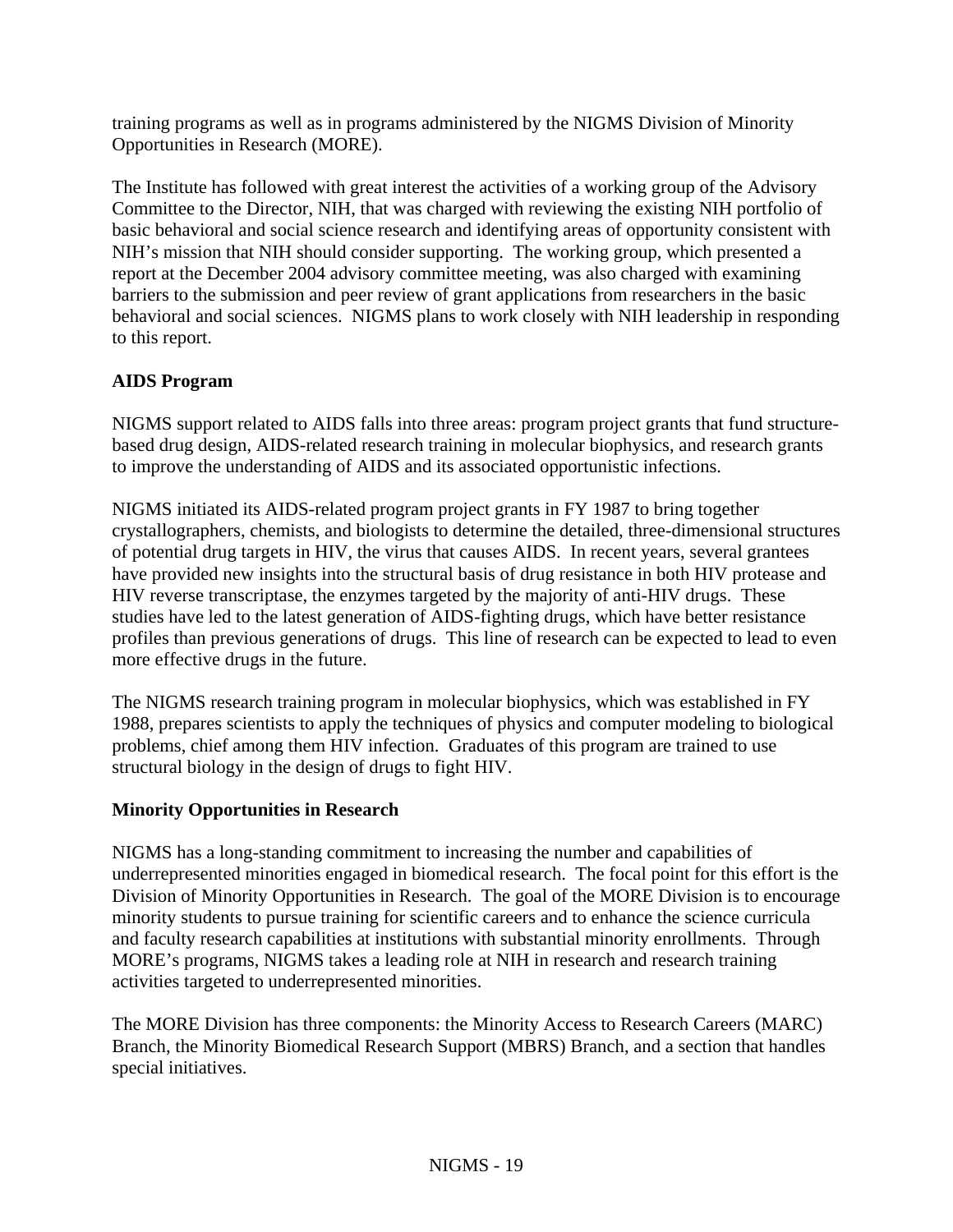training programs as well as in programs administered by the NIGMS Division of Minority Opportunities in Research (MORE).

The Institute has followed with great interest the activities of a working group of the Advisory Committee to the Director, NIH, that was charged with reviewing the existing NIH portfolio of basic behavioral and social science research and identifying areas of opportunity consistent with NIH's mission that NIH should consider supporting. The working group, which presented a report at the December 2004 advisory committee meeting, was also charged with examining barriers to the submission and peer review of grant applications from researchers in the basic behavioral and social sciences. NIGMS plans to work closely with NIH leadership in responding to this report.

**AIDS Program**

NIGMS support related to AIDS falls into three areas: program project grants that fund structure-based drug design, AIDS-related research training in molecular biophysics, and research grants to improve the understanding of AIDS and its associated opportunistic infections.

NIGMS initiated its AIDS-related program project grants in FY 1987 to bring together crystallographers, chemists, and biologists to determine the detailed, three-dimensional structures of potential drug targets in HIV, the virus that causes AIDS. In recent years, several grantees have provided new insights into the structural basis of drug resistance in both HIV protease and HIV reverse transcriptase, the enzymes targeted by the majority of anti-HIV drugs. These studies have led to the latest generation of AIDS-fighting drugs, which have better resistance profiles than previous generations of drugs. This line of research can be expected to lead to even more effective drugs in the future.

The NIGMS research training program in molecular biophysics, which was established in FY 1988, prepares scientists to apply the techniques of physics and computer modeling to biological problems, chief among them HIV infection. Graduates of this program are trained to use structural biology in the design of drugs to fight HIV.

**Minority Opportunities in Research**

NIGMS has a long-standing commitment to increasing the number and capabilities of underrepresented minorities engaged in biomedical research. The focal point for this effort is the Division of Minority Opportunities in Research. The goal of the MORE Division is to encourage minority students to pursue training for scientific careers and to enhance the science curricula and faculty research capabilities at institutions with substantial minority enrollments. Through MORE's programs, NIGMS takes a leading role at NIH in research and research training activities targeted to underrepresented minorities.

The MORE Division has three components: the Minority Access to Research Careers (MARC) Branch, the Minority Biomedical Research Support (MBRS) Branch, and a section that handles special initiatives.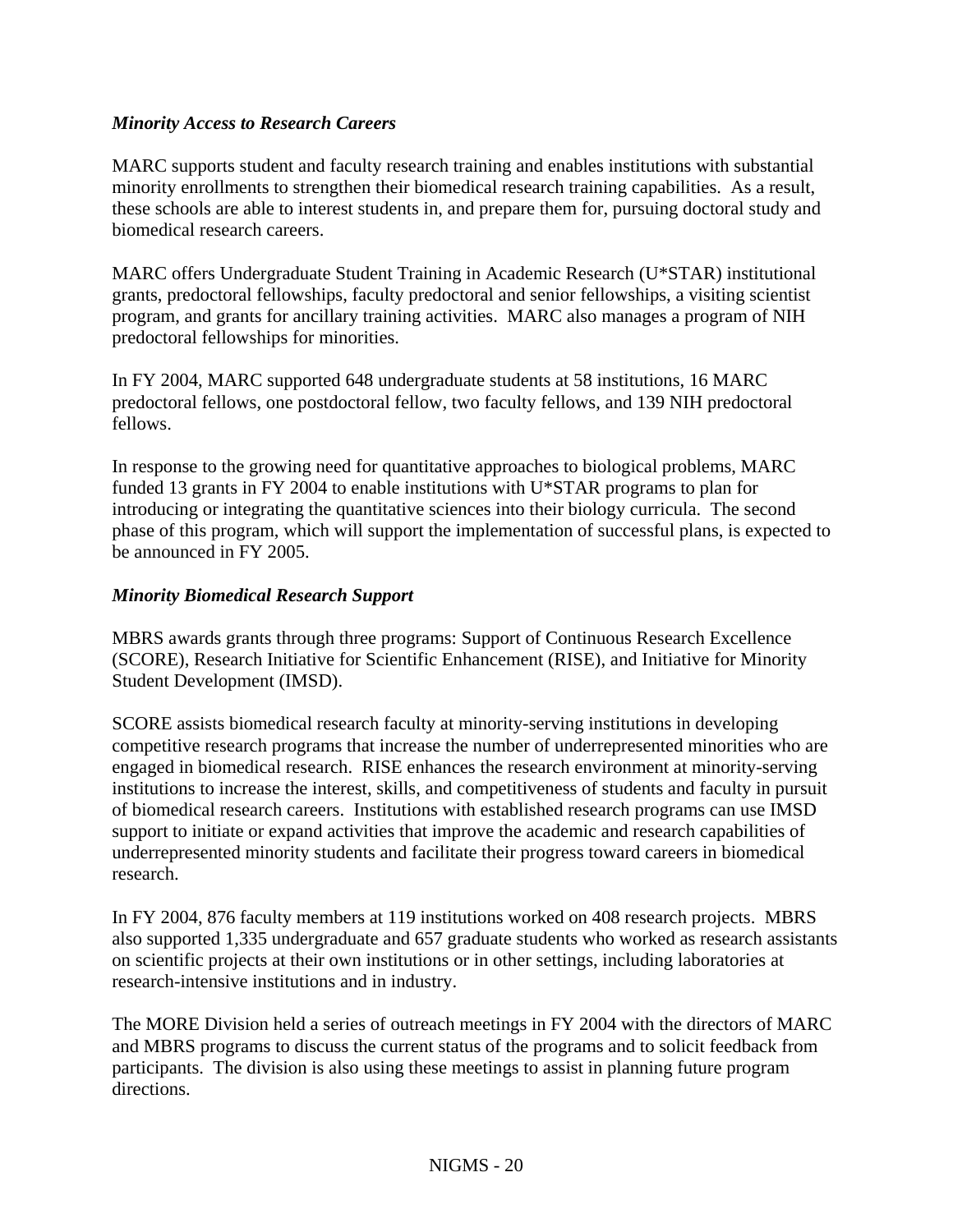***Minority Access to Research Careers***

MARC supports student and faculty research training and enables institutions with substantial minority enrollments to strengthen their biomedical research training capabilities. As a result, these schools are able to interest students in, and prepare them for, pursuing doctoral study and biomedical research careers.

MARC offers Undergraduate Student Training in Academic Research (U*STAR) institutional grants, predoctoral fellowships, faculty predoctoral and senior fellowships, a visiting scientist program, and grants for ancillary training activities. MARC also manages a program of NIH predoctoral fellowships for minorities.

In FY 2004, MARC supported 648 undergraduate students at 58 institutions, 16 MARC predoctoral fellows, one postdoctoral fellow, two faculty fellows, and 139 NIH predoctoral fellows.

In response to the growing need for quantitative approaches to biological problems, MARC funded 13 grants in FY 2004 to enable institutions with U*STAR programs to plan for introducing or integrating the quantitative sciences into their biology curricula. The second phase of this program, which will support the implementation of successful plans, is expected to be announced in FY 2005.

***Minority Biomedical Research Support***

MBRS awards grants through three programs: Support of Continuous Research Excellence (SCORE), Research Initiative for Scientific Enhancement (RISE), and Initiative for Minority Student Development (IMSD).

SCORE assists biomedical research faculty at minority-serving institutions in developing competitive research programs that increase the number of underrepresented minorities who are engaged in biomedical research. RISE enhances the research environment at minority-serving institutions to increase the interest, skills, and competitiveness of students and faculty in pursuit of biomedical research careers. Institutions with established research programs can use IMSD support to initiate or expand activities that improve the academic and research capabilities of underrepresented minority students and facilitate their progress toward careers in biomedical research.

In FY 2004, 876 faculty members at 119 institutions worked on 408 research projects. MBRS also supported 1,335 undergraduate and 657 graduate students who worked as research assistants on scientific projects at their own institutions or in other settings, including laboratories at research-intensive institutions and in industry.

The MORE Division held a series of outreach meetings in FY 2004 with the directors of MARC and MBRS programs to discuss the current status of the programs and to solicit feedback from participants. The division is also using these meetings to assist in planning future program directions.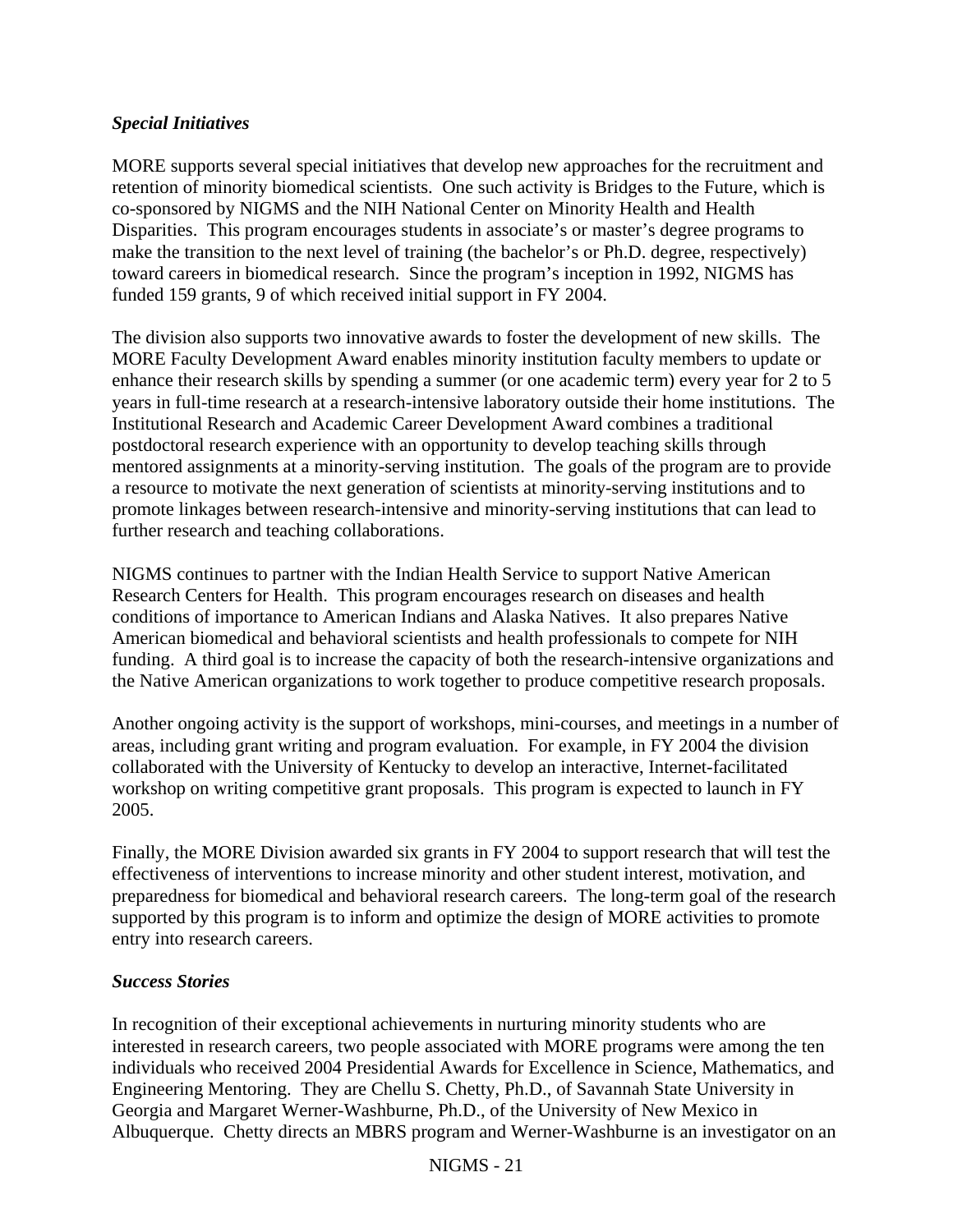### *Special Initiatives*

MORE supports several special initiatives that develop new approaches for the recruitment and retention of minority biomedical scientists. One such activity is Bridges to the Future, which is co-sponsored by NIGMS and the NIH National Center on Minority Health and Health Disparities. This program encourages students in associate's or master's degree programs to make the transition to the next level of training (the bachelor's or Ph.D. degree, respectively) toward careers in biomedical research. Since the program's inception in 1992, NIGMS has funded 159 grants, 9 of which received initial support in FY 2004.

The division also supports two innovative awards to foster the development of new skills. The MORE Faculty Development Award enables minority institution faculty members to update or enhance their research skills by spending a summer (or one academic term) every year for 2 to 5 years in full-time research at a research-intensive laboratory outside their home institutions. The Institutional Research and Academic Career Development Award combines a traditional postdoctoral research experience with an opportunity to develop teaching skills through mentored assignments at a minority-serving institution. The goals of the program are to provide a resource to motivate the next generation of scientists at minority-serving institutions and to promote linkages between research-intensive and minority-serving institutions that can lead to further research and teaching collaborations.

NIGMS continues to partner with the Indian Health Service to support Native American Research Centers for Health. This program encourages research on diseases and health conditions of importance to American Indians and Alaska Natives. It also prepares Native American biomedical and behavioral scientists and health professionals to compete for NIH funding. A third goal is to increase the capacity of both the research-intensive organizations and the Native American organizations to work together to produce competitive research proposals.

Another ongoing activity is the support of workshops, mini-courses, and meetings in a number of areas, including grant writing and program evaluation. For example, in FY 2004 the division collaborated with the University of Kentucky to develop an interactive, Internet-facilitated workshop on writing competitive grant proposals. This program is expected to launch in FY 2005.

Finally, the MORE Division awarded six grants in FY 2004 to support research that will test the effectiveness of interventions to increase minority and other student interest, motivation, and preparedness for biomedical and behavioral research careers. The long-term goal of the research supported by this program is to inform and optimize the design of MORE activities to promote entry into research careers.

### *Success Stories*

In recognition of their exceptional achievements in nurturing minority students who are interested in research careers, two people associated with MORE programs were among the ten individuals who received 2004 Presidential Awards for Excellence in Science, Mathematics, and Engineering Mentoring. They are Chellu S. Chetty, Ph.D., of Savannah State University in Georgia and Margaret Werner-Washburne, Ph.D., of the University of New Mexico in Albuquerque. Chetty directs an MBRS program and Werner-Washburne is an investigator on an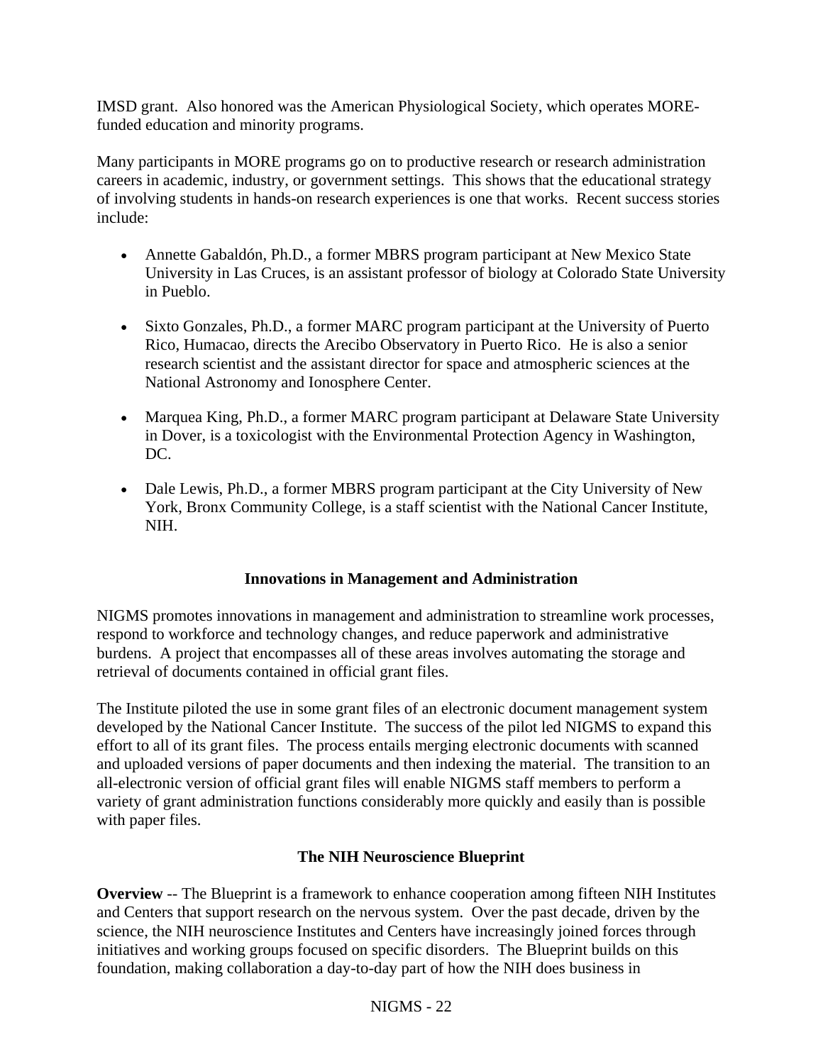IMSD grant. Also honored was the American Physiological Society, which operates MORE-funded education and minority programs.

Many participants in MORE programs go on to productive research or research administration careers in academic, industry, or government settings. This shows that the educational strategy of involving students in hands-on research experiences is one that works. Recent success stories include:

- Annette Gabaldón, Ph.D., a former MBRS program participant at New Mexico State University in Las Cruces, is an assistant professor of biology at Colorado State University in Pueblo.
- Sixto Gonzales, Ph.D., a former MARC program participant at the University of Puerto Rico, Humacao, directs the Arecibo Observatory in Puerto Rico. He is also a senior research scientist and the assistant director for space and atmospheric sciences at the National Astronomy and Ionosphere Center.
- Marquea King, Ph.D., a former MARC program participant at Delaware State University in Dover, is a toxicologist with the Environmental Protection Agency in Washington, DC.
- Dale Lewis, Ph.D., a former MBRS program participant at the City University of New York, Bronx Community College, is a staff scientist with the National Cancer Institute, NIH.

## Innovations in Management and Administration

NIGMS promotes innovations in management and administration to streamline work processes, respond to workforce and technology changes, and reduce paperwork and administrative burdens. A project that encompasses all of these areas involves automating the storage and retrieval of documents contained in official grant files.

The Institute piloted the use in some grant files of an electronic document management system developed by the National Cancer Institute. The success of the pilot led NIGMS to expand this effort to all of its grant files. The process entails merging electronic documents with scanned and uploaded versions of paper documents and then indexing the material. The transition to an all-electronic version of official grant files will enable NIGMS staff members to perform a variety of grant administration functions considerably more quickly and easily than is possible with paper files.

## The NIH Neuroscience Blueprint

**Overview** -- The Blueprint is a framework to enhance cooperation among fifteen NIH Institutes and Centers that support research on the nervous system. Over the past decade, driven by the science, the NIH neuroscience Institutes and Centers have increasingly joined forces through initiatives and working groups focused on specific disorders. The Blueprint builds on this foundation, making collaboration a day-to-day part of how the NIH does business in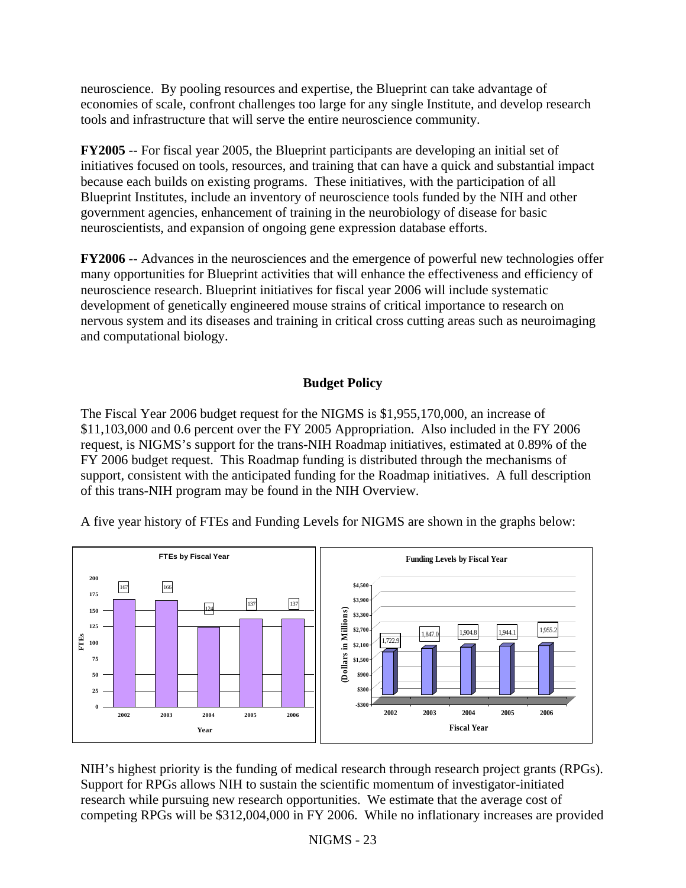neuroscience. By pooling resources and expertise, the Blueprint can take advantage of economies of scale, confront challenges too large for any single Institute, and develop research tools and infrastructure that will serve the entire neuroscience community.

**FY2005** -- For fiscal year 2005, the Blueprint participants are developing an initial set of initiatives focused on tools, resources, and training that can have a quick and substantial impact because each builds on existing programs. These initiatives, with the participation of all Blueprint Institutes, include an inventory of neuroscience tools funded by the NIH and other government agencies, enhancement of training in the neurobiology of disease for basic neuroscientists, and expansion of ongoing gene expression database efforts.

**FY2006** -- Advances in the neurosciences and the emergence of powerful new technologies offer many opportunities for Blueprint activities that will enhance the effectiveness and efficiency of neuroscience research. Blueprint initiatives for fiscal year 2006 will include systematic development of genetically engineered mouse strains of critical importance to research on nervous system and its diseases and training in critical cross cutting areas such as neuroimaging and computational biology.

## Budget Policy

The Fiscal Year 2006 budget request for the NIGMS is $1,955,170,000, an increase of $11,103,000 and 0.6 percent over the FY 2005 Appropriation. Also included in the FY 2006 request, is NIGMS's support for the trans-NIH Roadmap initiatives, estimated at 0.89% of the FY 2006 budget request. This Roadmap funding is distributed through the mechanisms of support, consistent with the anticipated funding for the Roadmap initiatives. A full description of this trans-NIH program may be found in the NIH Overview.

A five year history of FTEs and Funding Levels for NIGMS are shown in the graphs below:

NIH's highest priority is the funding of medical research through research project grants (RPGs). Support for RPGs allows NIH to sustain the scientific momentum of investigator-initiated research while pursuing new research opportunities. We estimate that the average cost of competing RPGs will be $312,004,000 in FY 2006. While no inflationary increases are provided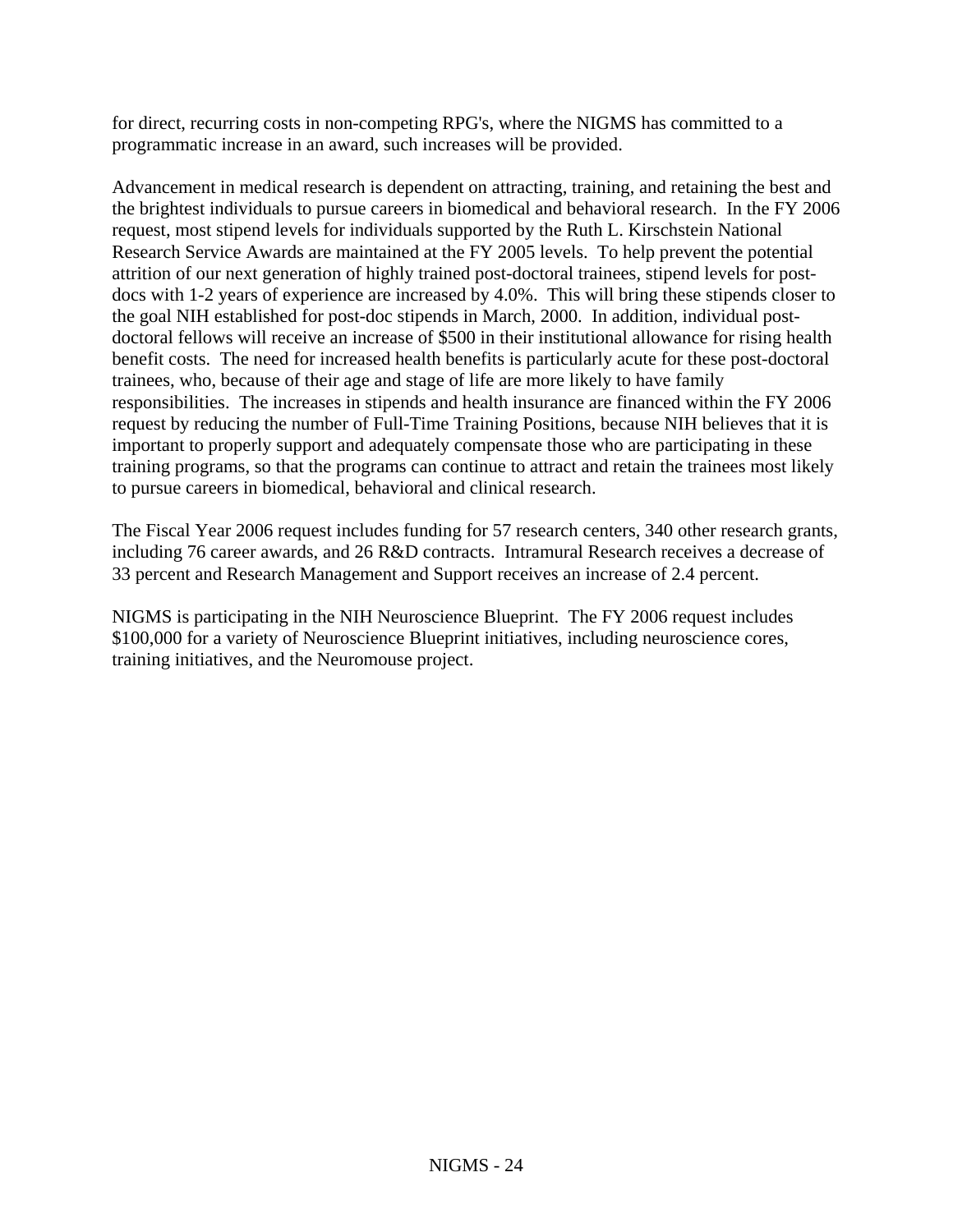for direct, recurring costs in non-competing RPG's, where the NIGMS has committed to a programmatic increase in an award, such increases will be provided.

Advancement in medical research is dependent on attracting, training, and retaining the best and the brightest individuals to pursue careers in biomedical and behavioral research. In the FY 2006 request, most stipend levels for individuals supported by the Ruth L. Kirschstein National Research Service Awards are maintained at the FY 2005 levels. To help prevent the potential attrition of our next generation of highly trained post-doctoral trainees, stipend levels for post-docs with 1-2 years of experience are increased by 4.0%. This will bring these stipends closer to the goal NIH established for post-doc stipends in March, 2000. In addition, individual post-doctoral fellows will receive an increase of $500 in their institutional allowance for rising health benefit costs. The need for increased health benefits is particularly acute for these post-doctoral trainees, who, because of their age and stage of life are more likely to have family responsibilities. The increases in stipends and health insurance are financed within the FY 2006 request by reducing the number of Full-Time Training Positions, because NIH believes that it is important to properly support and adequately compensate those who are participating in these training programs, so that the programs can continue to attract and retain the trainees most likely to pursue careers in biomedical, behavioral and clinical research.

The Fiscal Year 2006 request includes funding for 57 research centers, 340 other research grants, including 76 career awards, and 26 R&D contracts. Intramural Research receives a decrease of 33 percent and Research Management and Support receives an increase of 2.4 percent.

NIGMS is participating in the NIH Neuroscience Blueprint. The FY 2006 request includes $100,000 for a variety of Neuroscience Blueprint initiatives, including neuroscience cores, training initiatives, and the Neuromouse project.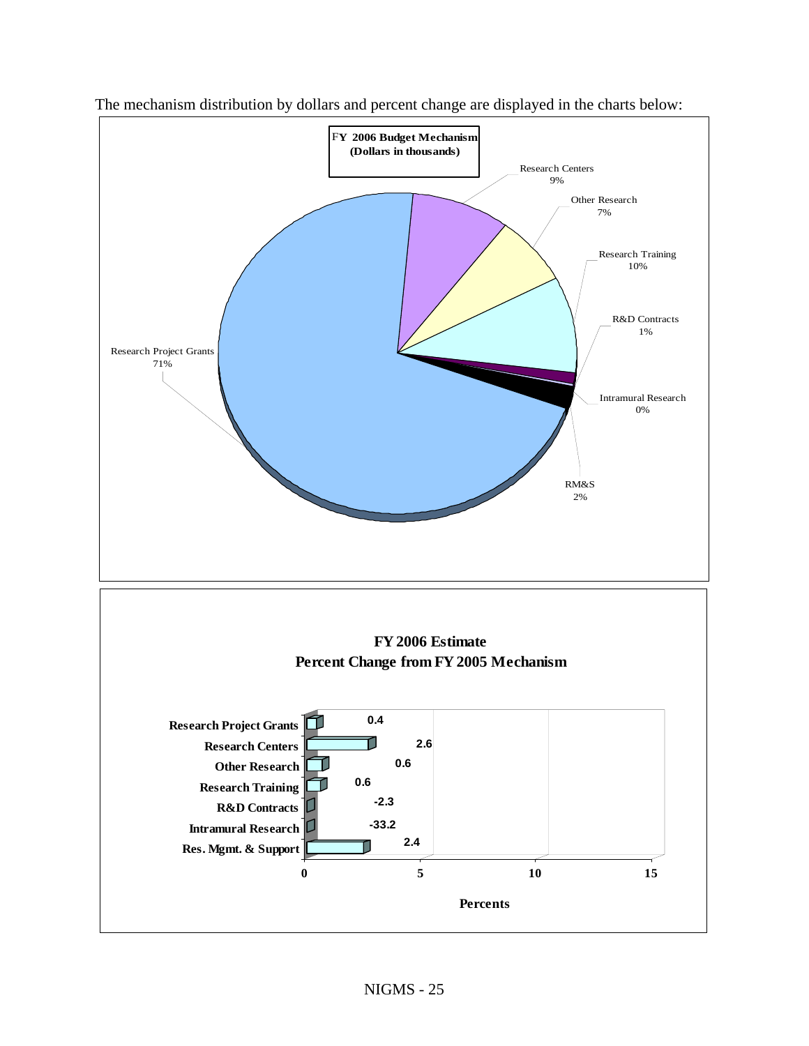The mechanism distribution by dollars and percent change are displayed in the charts below:

**FY 2006 Budget Mechanism (Dollars in thousands)**

| Mechanism | Percent |
|---|---|
| Research Project Grants | 71% |
| Research Centers | 9% |
| Other Research | 7% |
| Research Training | 10% |
| R&D Contracts | 1% |
| Intramural Research | 0% |
| RM&S | 2% |

**FY 2006 Estimate Percent Change from FY 2005 Mechanism**

| Mechanism | Percents |
|---|---|
| Research Project Grants | 0.4 |
| Research Centers | 2.6 |
| Other Research | 0.6 |
| Research Training | 0.6 |
| R&D Contracts | -2.3 |
| Intramural Research | -33.2 |
| Res. Mgmt. & Support | 2.4 |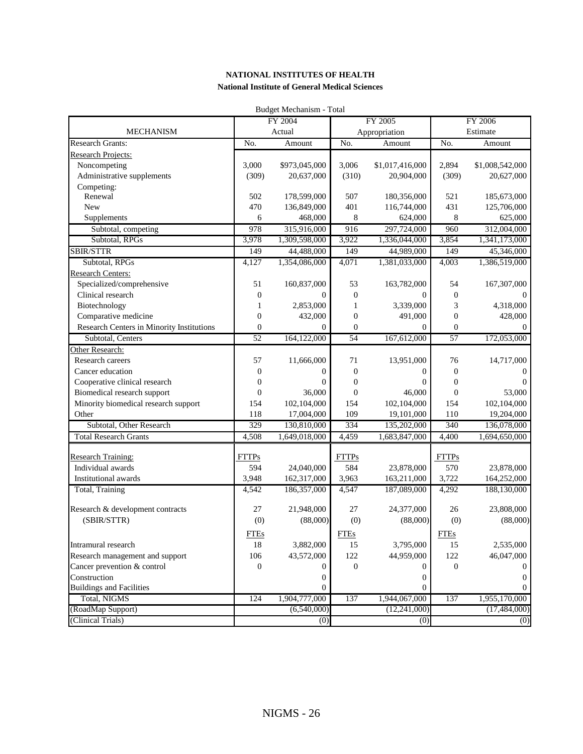**NATIONAL INSTITUTES OF HEALTH**

**National Institute of General Medical Sciences**

Budget Mechanism - Total

| MECHANISM | FY 2004 Actual | | FY 2005 Appropriation | | FY 2006 Estimate | |
|---|---|---|---|---|---|---|
| Research Grants: | No. | Amount | No. | Amount | No. | Amount |
| Research Projects: | | | | | | |
| Noncompeting | 3,000 | $973,045,000 | 3,006 | $1,017,416,000 | 2,894 | $1,008,542,000 |
| Administrative supplements | (309) | 20,637,000 | (310) | 20,904,000 | (309) | 20,627,000 |
| Competing: | | | | | | |
| Renewal | 502 | 178,599,000 | 507 | 180,356,000 | 521 | 185,673,000 |
| New | 470 | 136,849,000 | 401 | 116,744,000 | 431 | 125,706,000 |
| Supplements | 6 | 468,000 | 8 | 624,000 | 8 | 625,000 |
| Subtotal, competing | 978 | 315,916,000 | 916 | 297,724,000 | 960 | 312,004,000 |
| Subtotal, RPGs | 3,978 | 1,309,598,000 | 3,922 | 1,336,044,000 | 3,854 | 1,341,173,000 |
| SBIR/STTR | 149 | 44,488,000 | 149 | 44,989,000 | 149 | 45,346,000 |
| Subtotal, RPGs | 4,127 | 1,354,086,000 | 4,071 | 1,381,033,000 | 4,003 | 1,386,519,000 |
| Research Centers: | | | | | | |
| Specialized/comprehensive | 51 | 160,837,000 | 53 | 163,782,000 | 54 | 167,307,000 |
| Clinical research | 0 | 0 | 0 | 0 | 0 | 0 |
| Biotechnology | 1 | 2,853,000 | 1 | 3,339,000 | 3 | 4,318,000 |
| Comparative medicine | 0 | 432,000 | 0 | 491,000 | 0 | 428,000 |
| Research Centers in Minority Institutions | 0 | 0 | 0 | 0 | 0 | 0 |
| Subtotal, Centers | 52 | 164,122,000 | 54 | 167,612,000 | 57 | 172,053,000 |
| Other Research: | | | | | | |
| Research careers | 57 | 11,666,000 | 71 | 13,951,000 | 76 | 14,717,000 |
| Cancer education | 0 | 0 | 0 | 0 | 0 | 0 |
| Cooperative clinical research | 0 | 0 | 0 | 0 | 0 | 0 |
| Biomedical research support | 0 | 36,000 | 0 | 46,000 | 0 | 53,000 |
| Minority biomedical research support | 154 | 102,104,000 | 154 | 102,104,000 | 154 | 102,104,000 |
| Other | 118 | 17,004,000 | 109 | 19,101,000 | 110 | 19,204,000 |
| Subtotal, Other Research | 329 | 130,810,000 | 334 | 135,202,000 | 340 | 136,078,000 |
| Total Research Grants | 4,508 | 1,649,018,000 | 4,459 | 1,683,847,000 | 4,400 | 1,694,650,000 |
| Research Training: | FTTPs | | FTTPs | | FTTPs | |
| Individual awards | 594 | 24,040,000 | 584 | 23,878,000 | 570 | 23,878,000 |
| Institutional awards | 3,948 | 162,317,000 | 3,963 | 163,211,000 | 3,722 | 164,252,000 |
| Total, Training | 4,542 | 186,357,000 | 4,547 | 187,089,000 | 4,292 | 188,130,000 |
| Research & development contracts | 27 | 21,948,000 | 27 | 24,377,000 | 26 | 23,808,000 |
| (SBIR/STTR) | (0) | (88,000) | (0) | (88,000) | (0) | (88,000) |
| | FTEs | | FTEs | | FTEs | |
| Intramural research | 18 | 3,882,000 | 15 | 3,795,000 | 15 | 2,535,000 |
| Research management and support | 106 | 43,572,000 | 122 | 44,959,000 | 122 | 46,047,000 |
| Cancer prevention & control | 0 | 0 | 0 | 0 | 0 | 0 |
| Construction | | 0 | | 0 | | 0 |
| Buildings and Facilities | | 0 | | 0 | | 0 |
| Total, NIGMS | 124 | 1,904,777,000 | 137 | 1,944,067,000 | 137 | 1,955,170,000 |
| (RoadMap Support) | | (6,540,000) | | (12,241,000) | | (17,484,000) |
| (Clinical Trials) | | (0) | | (0) | | (0) |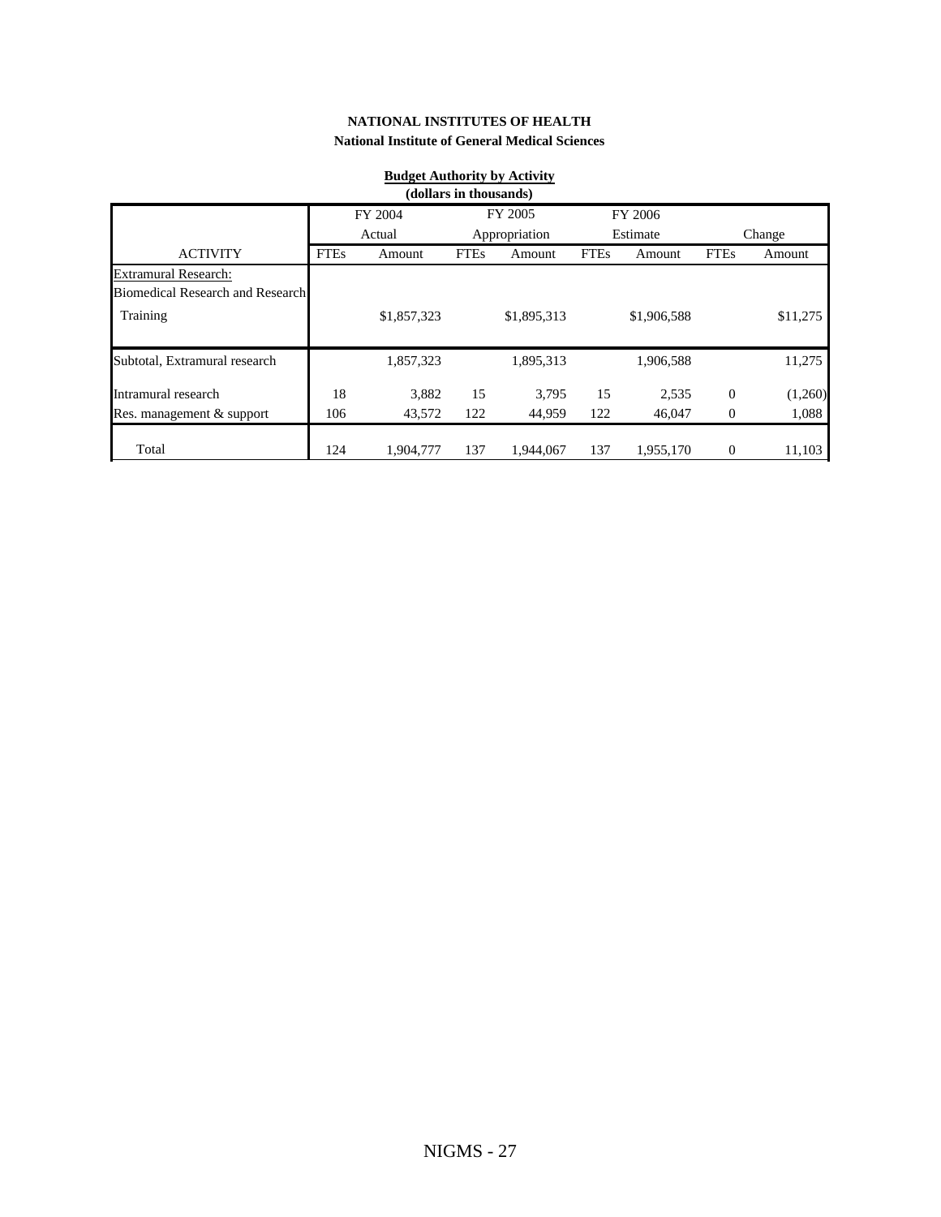**NATIONAL INSTITUTES OF HEALTH**

**National Institute of General Medical Sciences**

**Budget Authority by Activity**

**(dollars in thousands)**

| | FY 2004 Actual | | FY 2005 Appropriation | | FY 2006 Estimate | | Change | |
|---|---|---|---|---|---|---|---|---|
| ACTIVITY | FTEs | Amount | FTEs | Amount | FTEs | Amount | FTEs | Amount |
| Extramural Research: | | | | | | | | |
| Biomedical Research and Research Training | | $1,857,323 | | $1,895,313 | | $1,906,588 | | $11,275 |
| Subtotal, Extramural research | | 1,857,323 | | 1,895,313 | | 1,906,588 | | 11,275 |
| Intramural research | 18 | 3,882 | 15 | 3,795 | 15 | 2,535 | 0 | (1,260) |
| Res. management & support | 106 | 43,572 | 122 | 44,959 | 122 | 46,047 | 0 | 1,088 |
| Total | 124 | 1,904,777 | 137 | 1,944,067 | 137 | 1,955,170 | 0 | 11,103 |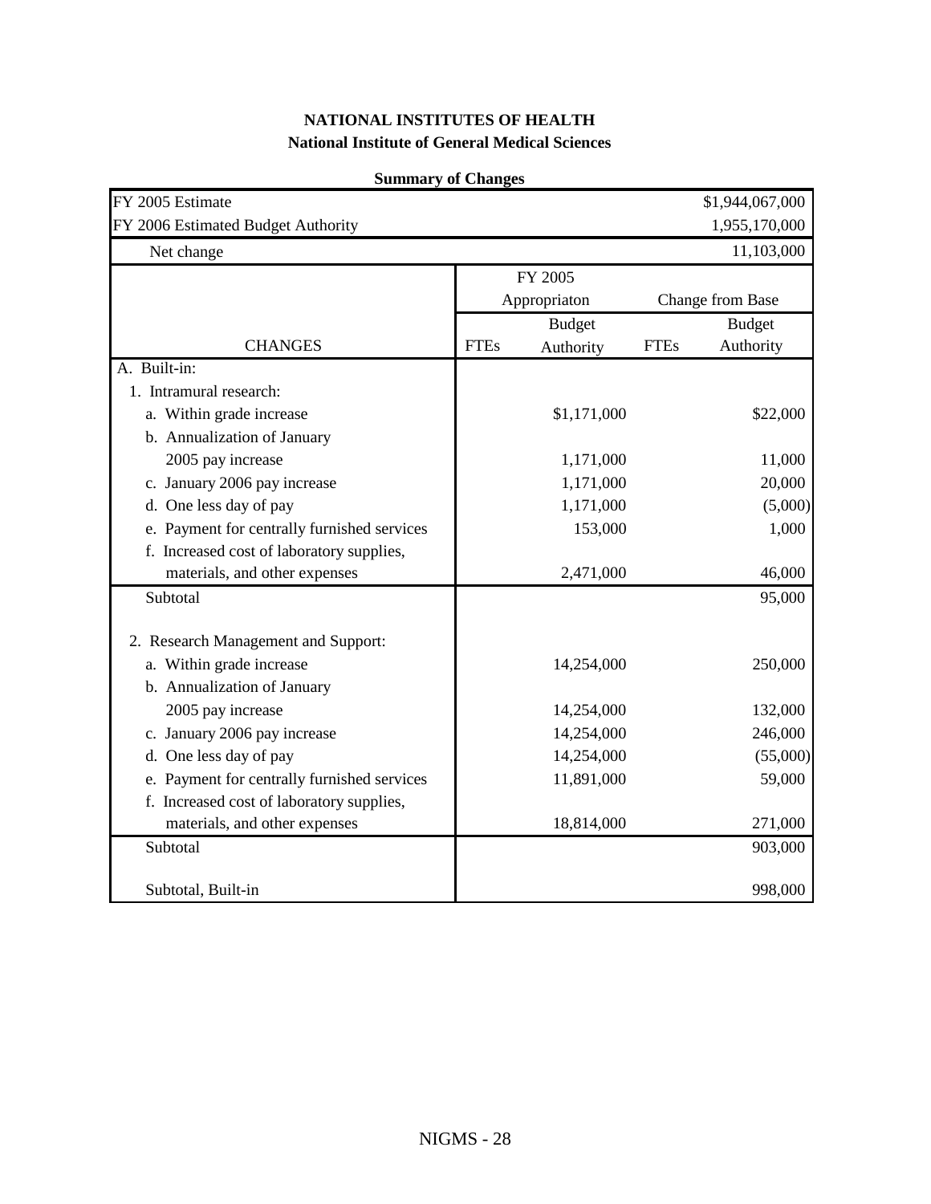**NATIONAL INSTITUTES OF HEALTH**
**National Institute of General Medical Sciences**

**Summary of Changes**

| | | | | |
|---|---|---|---|---|
| FY 2005 Estimate | | | | $1,944,067,000 |
| FY 2006 Estimated Budget Authority | | | | 1,955,170,000 |
| Net change | | | | 11,103,000 |

| CHANGES | FY 2005 Appropriaton | | Change from Base | |
|---|---|---|---|---|
| | FTEs | Budget Authority | FTEs | Budget Authority |
| A. Built-in: | | | | |
| 1. Intramural research: | | | | |
| a. Within grade increase | | $1,171,000 | | $22,000 |
| b. Annualization of January 2005 pay increase | | 1,171,000 | | 11,000 |
| c. January 2006 pay increase | | 1,171,000 | | 20,000 |
| d. One less day of pay | | 1,171,000 | | (5,000) |
| e. Payment for centrally furnished services | | 153,000 | | 1,000 |
| f. Increased cost of laboratory supplies, materials, and other expenses | | 2,471,000 | | 46,000 |
| Subtotal | | | | 95,000 |
| 2. Research Management and Support: | | | | |
| a. Within grade increase | | 14,254,000 | | 250,000 |
| b. Annualization of January 2005 pay increase | | 14,254,000 | | 132,000 |
| c. January 2006 pay increase | | 14,254,000 | | 246,000 |
| d. One less day of pay | | 14,254,000 | | (55,000) |
| e. Payment for centrally furnished services | | 11,891,000 | | 59,000 |
| f. Increased cost of laboratory supplies, materials, and other expenses | | 18,814,000 | | 271,000 |
| Subtotal | | | | 903,000 |
| Subtotal, Built-in | | | | 998,000 |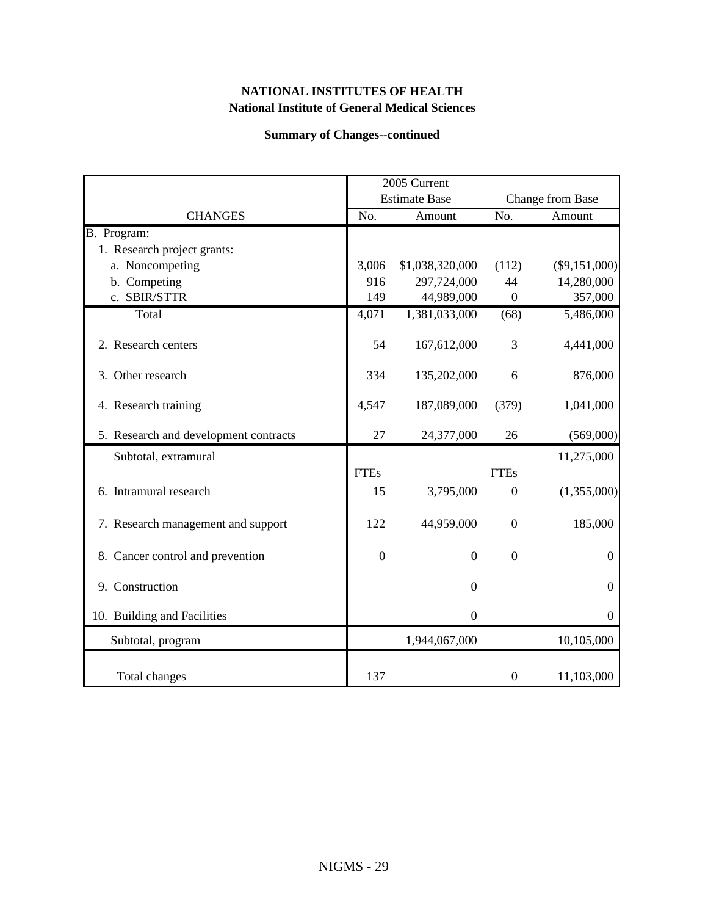**NATIONAL INSTITUTES OF HEALTH**
**National Institute of General Medical Sciences**

**Summary of Changes--continued**

| CHANGES | 2005 Current Estimate Base | | Change from Base | |
|---|---|---|---|---|
| | No. | Amount | No. | Amount |
| B. Program: | | | | |
| 1. Research project grants: | | | | |
| a. Noncompeting | 3,006 | $1,038,320,000 | (112) | ($9,151,000) |
| b. Competing | 916 | 297,724,000 | 44 | 14,280,000 |
| c. SBIR/STTR | 149 | 44,989,000 | 0 | 357,000 |
| Total | 4,071 | 1,381,033,000 | (68) | 5,486,000 |
| 2. Research centers | 54 | 167,612,000 | 3 | 4,441,000 |
| 3. Other research | 334 | 135,202,000 | 6 | 876,000 |
| 4. Research training | 4,547 | 187,089,000 | (379) | 1,041,000 |
| 5. Research and development contracts | 27 | 24,377,000 | 26 | (569,000) |
| Subtotal, extramural | | | | 11,275,000 |
| | FTEs | | FTEs | |
| 6. Intramural research | 15 | 3,795,000 | 0 | (1,355,000) |
| 7. Research management and support | 122 | 44,959,000 | 0 | 185,000 |
| 8. Cancer control and prevention | 0 | 0 | 0 | 0 |
| 9. Construction | | 0 | | 0 |
| 10. Building and Facilities | | 0 | | 0 |
| Subtotal, program | | 1,944,067,000 | | 10,105,000 |
| Total changes | 137 | | 0 | 11,103,000 |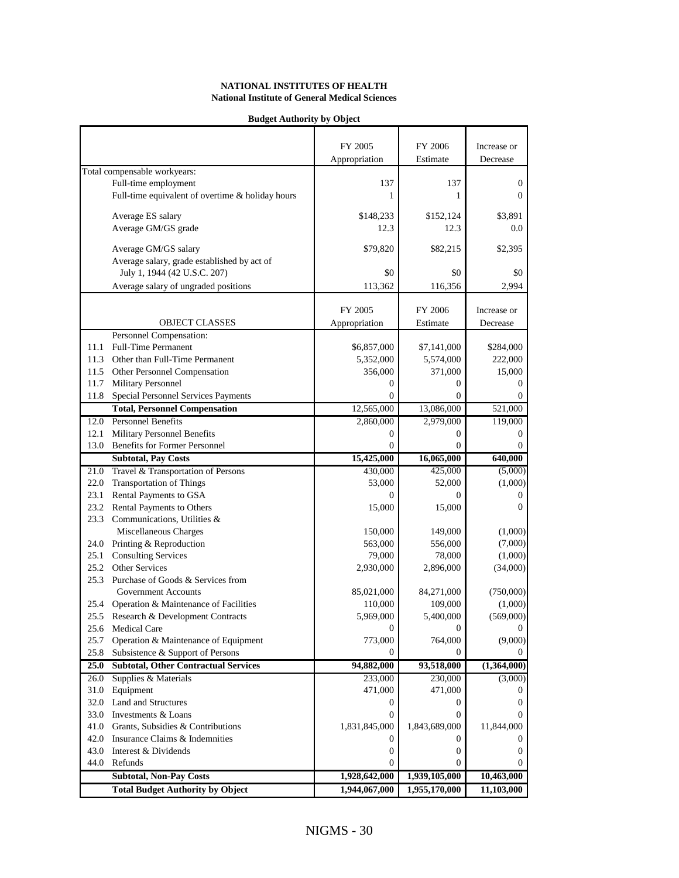**NATIONAL INSTITUTES OF HEALTH**
**National Institute of General Medical Sciences**

**Budget Authority by Object**

| | | FY 2005 Appropriation | FY 2006 Estimate | Increase or Decrease |
|---|---|---|---|---|
| Total compensable workyears: | | | | |
| | Full-time employment | 137 | 137 | 0 |
| | Full-time equivalent of overtime & holiday hours | 1 | 1 | 0 |
| | Average ES salary | $148,233 | $152,124 | $3,891 |
| | Average GM/GS grade | 12.3 | 12.3 | 0.0 |
| | Average GM/GS salary | $79,820 | $82,215 | $2,395 |
| | Average salary, grade established by act of July 1, 1944 (42 U.S.C. 207) | $0 | $0 | $0 |
| | Average salary of ungraded positions | 113,362 | 116,356 | 2,994 |

| | OBJECT CLASSES | FY 2005 Appropriation | FY 2006 Estimate | Increase or Decrease |
|---|---|---|---|---|
| | Personnel Compensation: | | | |
| 11.1 | Full-Time Permanent | $6,857,000 | $7,141,000 | $284,000 |
| 11.3 | Other than Full-Time Permanent | 5,352,000 | 5,574,000 | 222,000 |
| 11.5 | Other Personnel Compensation | 356,000 | 371,000 | 15,000 |
| 11.7 | Military Personnel | 0 | 0 | 0 |
| 11.8 | Special Personnel Services Payments | 0 | 0 | 0 |
| | **Total, Personnel Compensation** | 12,565,000 | 13,086,000 | 521,000 |
| 12.0 | Personnel Benefits | 2,860,000 | 2,979,000 | 119,000 |
| 12.1 | Military Personnel Benefits | 0 | 0 | 0 |
| 13.0 | Benefits for Former Personnel | 0 | 0 | 0 |
| | **Subtotal, Pay Costs** | **15,425,000** | **16,065,000** | **640,000** |
| 21.0 | Travel & Transportation of Persons | 430,000 | 425,000 | (5,000) |
| 22.0 | Transportation of Things | 53,000 | 52,000 | (1,000) |
| 23.1 | Rental Payments to GSA | 0 | 0 | 0 |
| 23.2 | Rental Payments to Others | 15,000 | 15,000 | 0 |
| 23.3 | Communications, Utilities & Miscellaneous Charges | 150,000 | 149,000 | (1,000) |
| 24.0 | Printing & Reproduction | 563,000 | 556,000 | (7,000) |
| 25.1 | Consulting Services | 79,000 | 78,000 | (1,000) |
| 25.2 | Other Services | 2,930,000 | 2,896,000 | (34,000) |
| 25.3 | Purchase of Goods & Services from Government Accounts | 85,021,000 | 84,271,000 | (750,000) |
| 25.4 | Operation & Maintenance of Facilities | 110,000 | 109,000 | (1,000) |
| 25.5 | Research & Development Contracts | 5,969,000 | 5,400,000 | (569,000) |
| 25.6 | Medical Care | 0 | 0 | 0 |
| 25.7 | Operation & Maintenance of Equipment | 773,000 | 764,000 | (9,000) |
| 25.8 | Subsistence & Support of Persons | 0 | 0 | 0 |
| **25.0** | **Subtotal, Other Contractual Services** | **94,882,000** | **93,518,000** | **(1,364,000)** |
| 26.0 | Supplies & Materials | 233,000 | 230,000 | (3,000) |
| 31.0 | Equipment | 471,000 | 471,000 | 0 |
| 32.0 | Land and Structures | 0 | 0 | 0 |
| 33.0 | Investments & Loans | 0 | 0 | 0 |
| 41.0 | Grants, Subsidies & Contributions | 1,831,845,000 | 1,843,689,000 | 11,844,000 |
| 42.0 | Insurance Claims & Indemnities | 0 | 0 | 0 |
| 43.0 | Interest & Dividends | 0 | 0 | 0 |
| 44.0 | Refunds | 0 | 0 | 0 |
| | **Subtotal, Non-Pay Costs** | **1,928,642,000** | **1,939,105,000** | **10,463,000** |
| | **Total Budget Authority by Object** | **1,944,067,000** | **1,955,170,000** | **11,103,000** |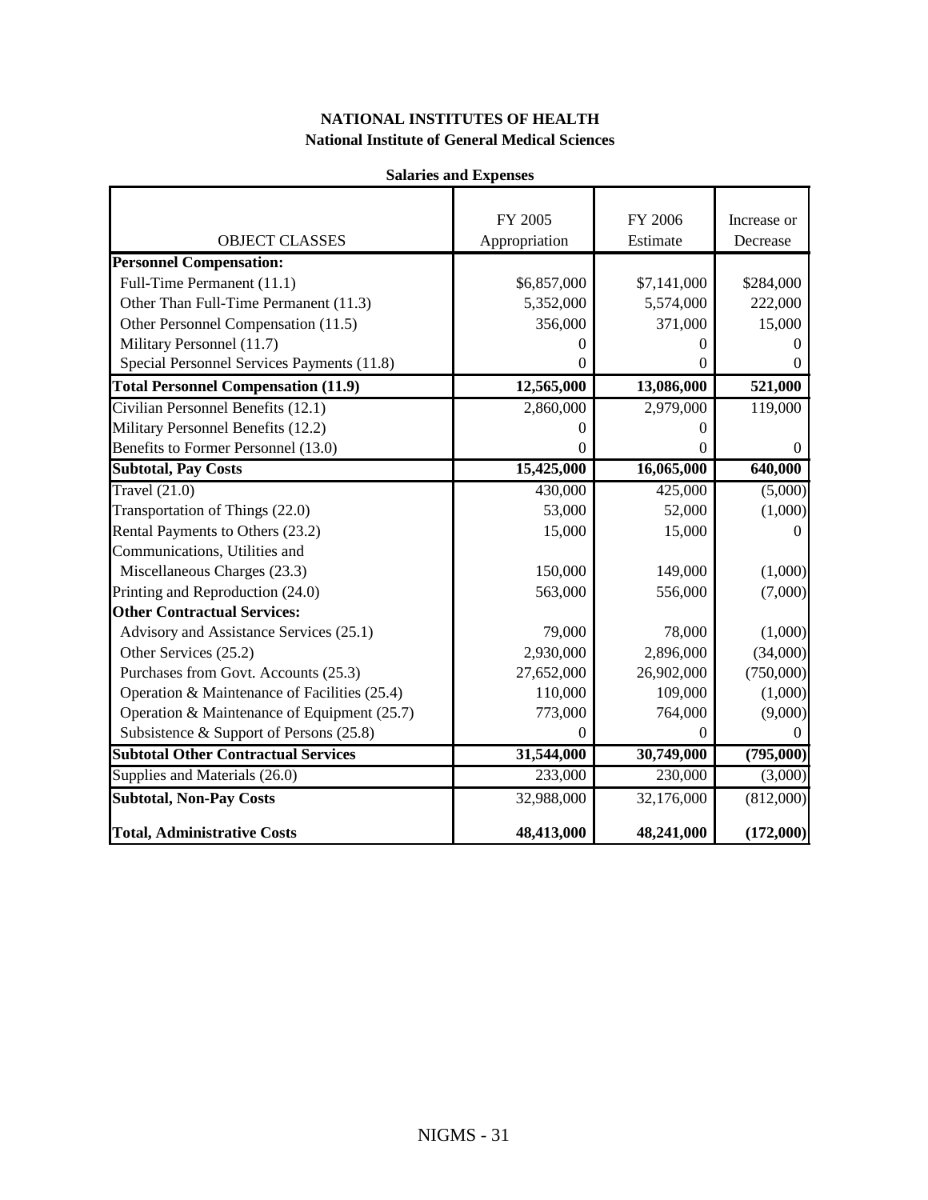# NATIONAL INSTITUTES OF HEALTH

## National Institute of General Medical Sciences

### Salaries and Expenses

| OBJECT CLASSES | FY 2005 Appropriation | FY 2006 Estimate | Increase or Decrease |
|---|---|---|---|
| **Personnel Compensation:** | | | |
| Full-Time Permanent (11.1) | $6,857,000 | $7,141,000 | $284,000 |
| Other Than Full-Time Permanent (11.3) | 5,352,000 | 5,574,000 | 222,000 |
| Other Personnel Compensation (11.5) | 356,000 | 371,000 | 15,000 |
| Military Personnel (11.7) | 0 | 0 | 0 |
| Special Personnel Services Payments (11.8) | 0 | 0 | 0 |
| **Total Personnel Compensation (11.9)** | **12,565,000** | **13,086,000** | **521,000** |
| Civilian Personnel Benefits (12.1) | 2,860,000 | 2,979,000 | 119,000 |
| Military Personnel Benefits (12.2) | 0 | 0 | |
| Benefits to Former Personnel (13.0) | 0 | 0 | 0 |
| **Subtotal, Pay Costs** | **15,425,000** | **16,065,000** | **640,000** |
| Travel (21.0) | 430,000 | 425,000 | (5,000) |
| Transportation of Things (22.0) | 53,000 | 52,000 | (1,000) |
| Rental Payments to Others (23.2) | 15,000 | 15,000 | 0 |
| Communications, Utilities and Miscellaneous Charges (23.3) | 150,000 | 149,000 | (1,000) |
| Printing and Reproduction (24.0) | 563,000 | 556,000 | (7,000) |
| **Other Contractual Services:** | | | |
| Advisory and Assistance Services (25.1) | 79,000 | 78,000 | (1,000) |
| Other Services (25.2) | 2,930,000 | 2,896,000 | (34,000) |
| Purchases from Govt. Accounts (25.3) | 27,652,000 | 26,902,000 | (750,000) |
| Operation & Maintenance of Facilities (25.4) | 110,000 | 109,000 | (1,000) |
| Operation & Maintenance of Equipment (25.7) | 773,000 | 764,000 | (9,000) |
| Subsistence & Support of Persons (25.8) | 0 | 0 | 0 |
| **Subtotal Other Contractual Services** | **31,544,000** | **30,749,000** | **(795,000)** |
| Supplies and Materials (26.0) | 233,000 | 230,000 | (3,000) |
| **Subtotal, Non-Pay Costs** | 32,988,000 | 32,176,000 | (812,000) |
| **Total, Administrative Costs** | **48,413,000** | **48,241,000** | **(172,000)** |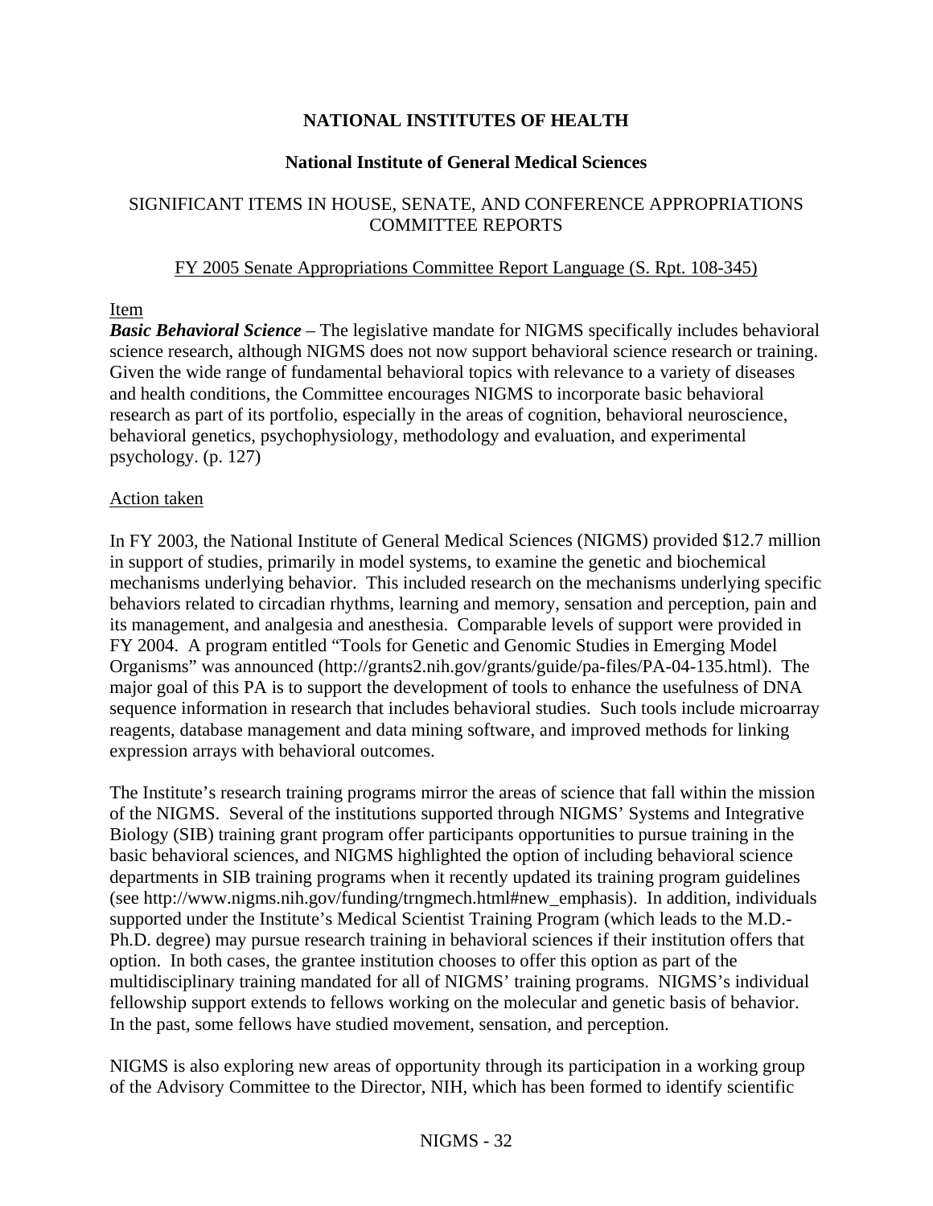**NATIONAL INSTITUTES OF HEALTH**

**National Institute of General Medical Sciences**

SIGNIFICANT ITEMS IN HOUSE, SENATE, AND CONFERENCE APPROPRIATIONS COMMITTEE REPORTS

FY 2005 Senate Appropriations Committee Report Language (S. Rpt. 108-345)

Item

***Basic Behavioral Science*** – The legislative mandate for NIGMS specifically includes behavioral science research, although NIGMS does not now support behavioral science research or training. Given the wide range of fundamental behavioral topics with relevance to a variety of diseases and health conditions, the Committee encourages NIGMS to incorporate basic behavioral research as part of its portfolio, especially in the areas of cognition, behavioral neuroscience, behavioral genetics, psychophysiology, methodology and evaluation, and experimental psychology. (p. 127)

Action taken

In FY 2003, the National Institute of General Medical Sciences (NIGMS) provided $12.7 million in support of studies, primarily in model systems, to examine the genetic and biochemical mechanisms underlying behavior. This included research on the mechanisms underlying specific behaviors related to circadian rhythms, learning and memory, sensation and perception, pain and its management, and analgesia and anesthesia. Comparable levels of support were provided in FY 2004. A program entitled "Tools for Genetic and Genomic Studies in Emerging Model Organisms" was announced (http://grants2.nih.gov/grants/guide/pa-files/PA-04-135.html). The major goal of this PA is to support the development of tools to enhance the usefulness of DNA sequence information in research that includes behavioral studies. Such tools include microarray reagents, database management and data mining software, and improved methods for linking expression arrays with behavioral outcomes.

The Institute's research training programs mirror the areas of science that fall within the mission of the NIGMS. Several of the institutions supported through NIGMS' Systems and Integrative Biology (SIB) training grant program offer participants opportunities to pursue training in the basic behavioral sciences, and NIGMS highlighted the option of including behavioral science departments in SIB training programs when it recently updated its training program guidelines (see http://www.nigms.nih.gov/funding/trngmech.html#new_emphasis). In addition, individuals supported under the Institute's Medical Scientist Training Program (which leads to the M.D.-Ph.D. degree) may pursue research training in behavioral sciences if their institution offers that option. In both cases, the grantee institution chooses to offer this option as part of the multidisciplinary training mandated for all of NIGMS' training programs. NIGMS's individual fellowship support extends to fellows working on the molecular and genetic basis of behavior. In the past, some fellows have studied movement, sensation, and perception.

NIGMS is also exploring new areas of opportunity through its participation in a working group of the Advisory Committee to the Director, NIH, which has been formed to identify scientific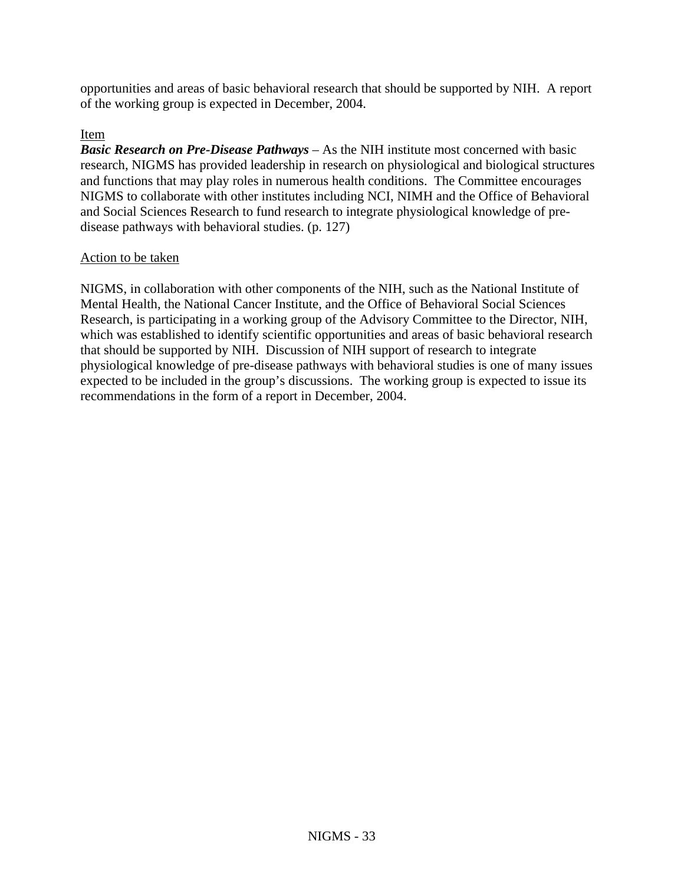opportunities and areas of basic behavioral research that should be supported by NIH. A report of the working group is expected in December, 2004.

Item

***Basic Research on Pre-Disease Pathways*** – As the NIH institute most concerned with basic research, NIGMS has provided leadership in research on physiological and biological structures and functions that may play roles in numerous health conditions. The Committee encourages NIGMS to collaborate with other institutes including NCI, NIMH and the Office of Behavioral and Social Sciences Research to fund research to integrate physiological knowledge of pre-disease pathways with behavioral studies. (p. 127)

Action to be taken

NIGMS, in collaboration with other components of the NIH, such as the National Institute of Mental Health, the National Cancer Institute, and the Office of Behavioral Social Sciences Research, is participating in a working group of the Advisory Committee to the Director, NIH, which was established to identify scientific opportunities and areas of basic behavioral research that should be supported by NIH. Discussion of NIH support of research to integrate physiological knowledge of pre-disease pathways with behavioral studies is one of many issues expected to be included in the group's discussions. The working group is expected to issue its recommendations in the form of a report in December, 2004.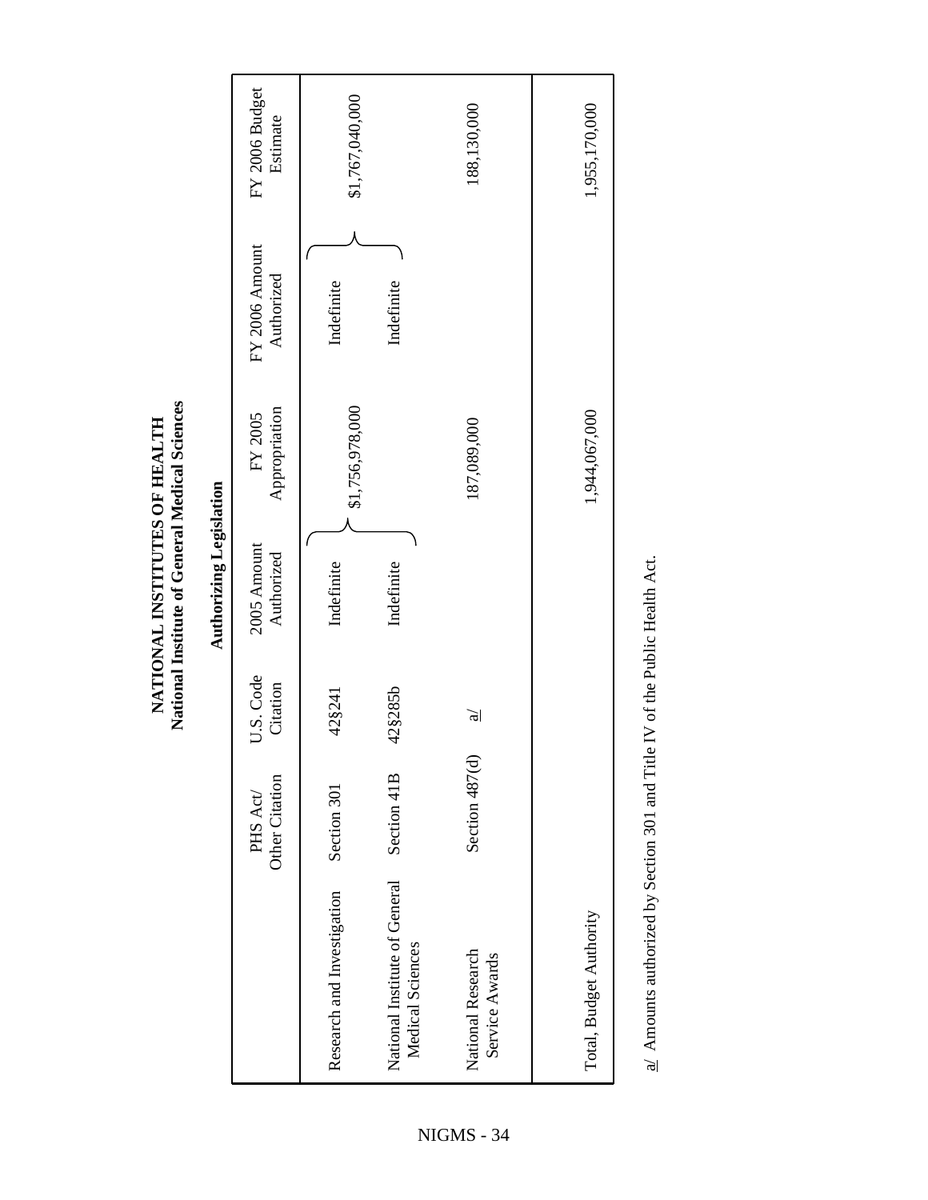# NATIONAL INSTITUTES OF HEALTH
## National Institute of General Medical Sciences

### Authorizing Legislation

| | PHS Act/ Other Citation | U.S. Code Citation | 2005 Amount Authorized | FY 2005 Appropriation | FY 2006 Amount Authorized | FY 2006 Budget Estimate |
|---|---|---|---|---|---|---|
| Research and Investigation | Section 301 | 42§241 | Indefinite | $1,756,978,000 | Indefinite | $1,767,040,000 |
| National Institute of General Medical Sciences | Section 41B | 42§285b | Indefinite | | Indefinite | |
| National Research Service Awards | Section 487(d) | a/ | | 187,089,000 | | 188,130,000 |
| Total, Budget Authority | | | | 1,944,067,000 | | 1,955,170,000 |

a/ Amounts authorized by Section 301 and Title IV of the Public Health Act.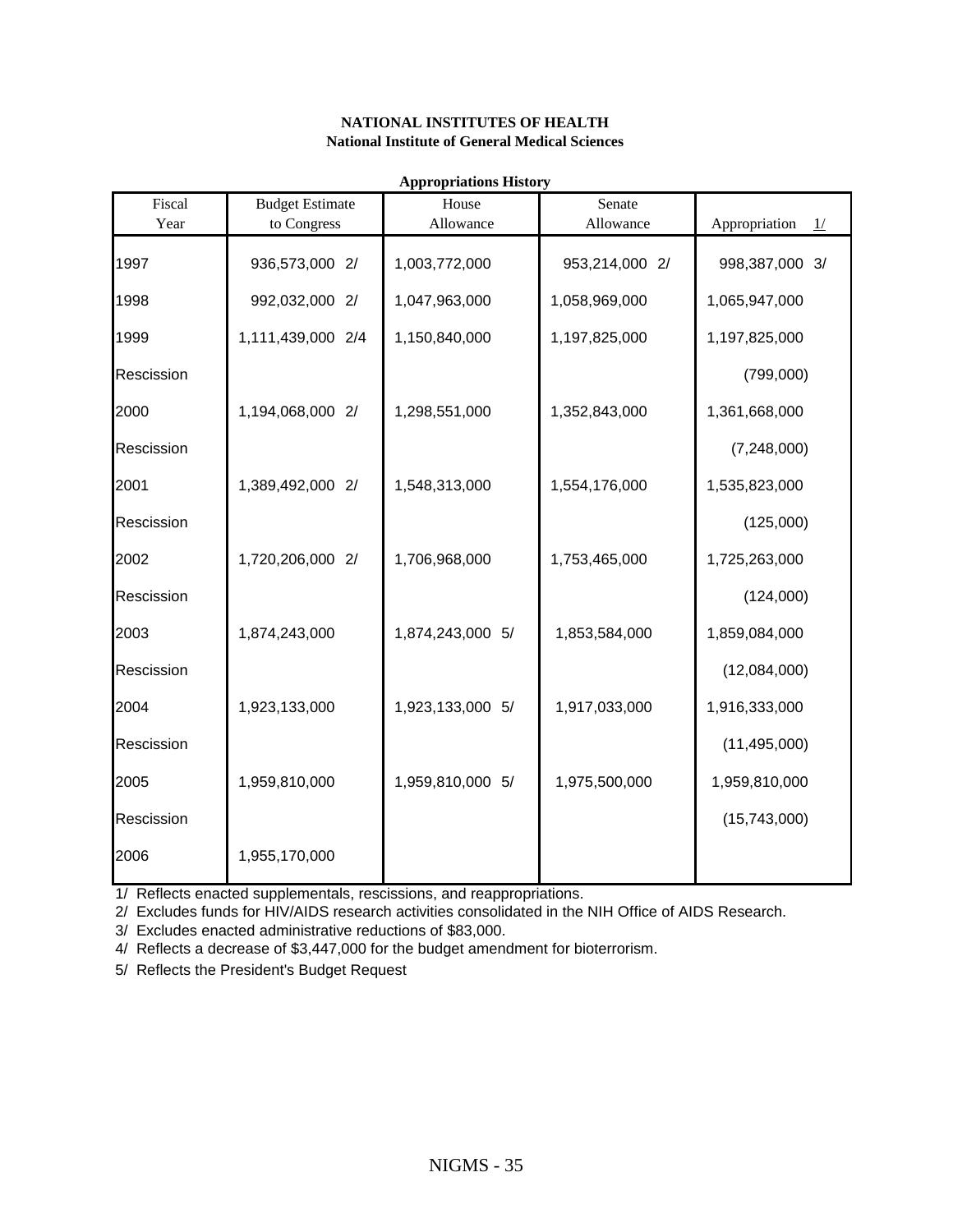**NATIONAL INSTITUTES OF HEALTH**
**National Institute of General Medical Sciences**

**Appropriations History**

| Fiscal Year | Budget Estimate to Congress | House Allowance | Senate Allowance | Appropriation 1/ |
|---|---|---|---|---|
| 1997 | 936,573,000 2/ | 1,003,772,000 | 953,214,000 2/ | 998,387,000 3/ |
| 1998 | 992,032,000 2/ | 1,047,963,000 | 1,058,969,000 | 1,065,947,000 |
| 1999 | 1,111,439,000 2/4 | 1,150,840,000 | 1,197,825,000 | 1,197,825,000 |
| Rescission | | | | (799,000) |
| 2000 | 1,194,068,000 2/ | 1,298,551,000 | 1,352,843,000 | 1,361,668,000 |
| Rescission | | | | (7,248,000) |
| 2001 | 1,389,492,000 2/ | 1,548,313,000 | 1,554,176,000 | 1,535,823,000 |
| Rescission | | | | (125,000) |
| 2002 | 1,720,206,000 2/ | 1,706,968,000 | 1,753,465,000 | 1,725,263,000 |
| Rescission | | | | (124,000) |
| 2003 | 1,874,243,000 | 1,874,243,000 5/ | 1,853,584,000 | 1,859,084,000 |
| Rescission | | | | (12,084,000) |
| 2004 | 1,923,133,000 | 1,923,133,000 5/ | 1,917,033,000 | 1,916,333,000 |
| Rescission | | | | (11,495,000) |
| 2005 | 1,959,810,000 | 1,959,810,000 5/ | 1,975,500,000 | 1,959,810,000 |
| Rescission | | | | (15,743,000) |
| 2006 | 1,955,170,000 | | | |

1/ Reflects enacted supplementals, rescissions, and reappropriations.

2/ Excludes funds for HIV/AIDS research activities consolidated in the NIH Office of AIDS Research.

3/ Excludes enacted administrative reductions of $83,000.

4/ Reflects a decrease of $3,447,000 for the budget amendment for bioterrorism.

5/ Reflects the President's Budget Request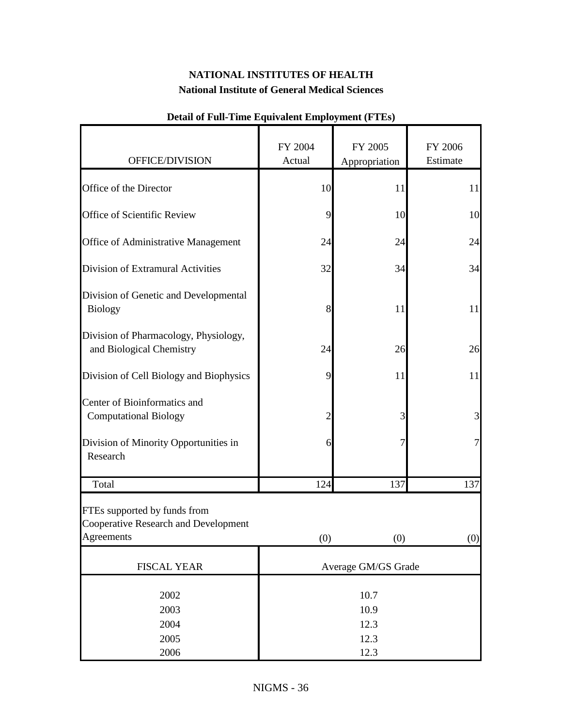# NATIONAL INSTITUTES OF HEALTH

## National Institute of General Medical Sciences

### Detail of Full-Time Equivalent Employment (FTEs)

| OFFICE/DIVISION | FY 2004 Actual | FY 2005 Appropriation | FY 2006 Estimate |
|---|---|---|---|
| Office of the Director | 10 | 11 | 11 |
| Office of Scientific Review | 9 | 10 | 10 |
| Office of Administrative Management | 24 | 24 | 24 |
| Division of Extramural Activities | 32 | 34 | 34 |
| Division of Genetic and Developmental Biology | 8 | 11 | 11 |
| Division of Pharmacology, Physiology, and Biological Chemistry | 24 | 26 | 26 |
| Division of Cell Biology and Biophysics | 9 | 11 | 11 |
| Center of Bioinformatics and Computational Biology | 2 | 3 | 3 |
| Division of Minority Opportunities in Research | 6 | 7 | 7 |
| Total | 124 | 137 | 137 |
| FTEs supported by funds from Cooperative Research and Development Agreements | (0) | (0) | (0) |

| FISCAL YEAR | Average GM/GS Grade |
|---|---|
| 2002 | 10.7 |
| 2003 | 10.9 |
| 2004 | 12.3 |
| 2005 | 12.3 |
| 2006 | 12.3 |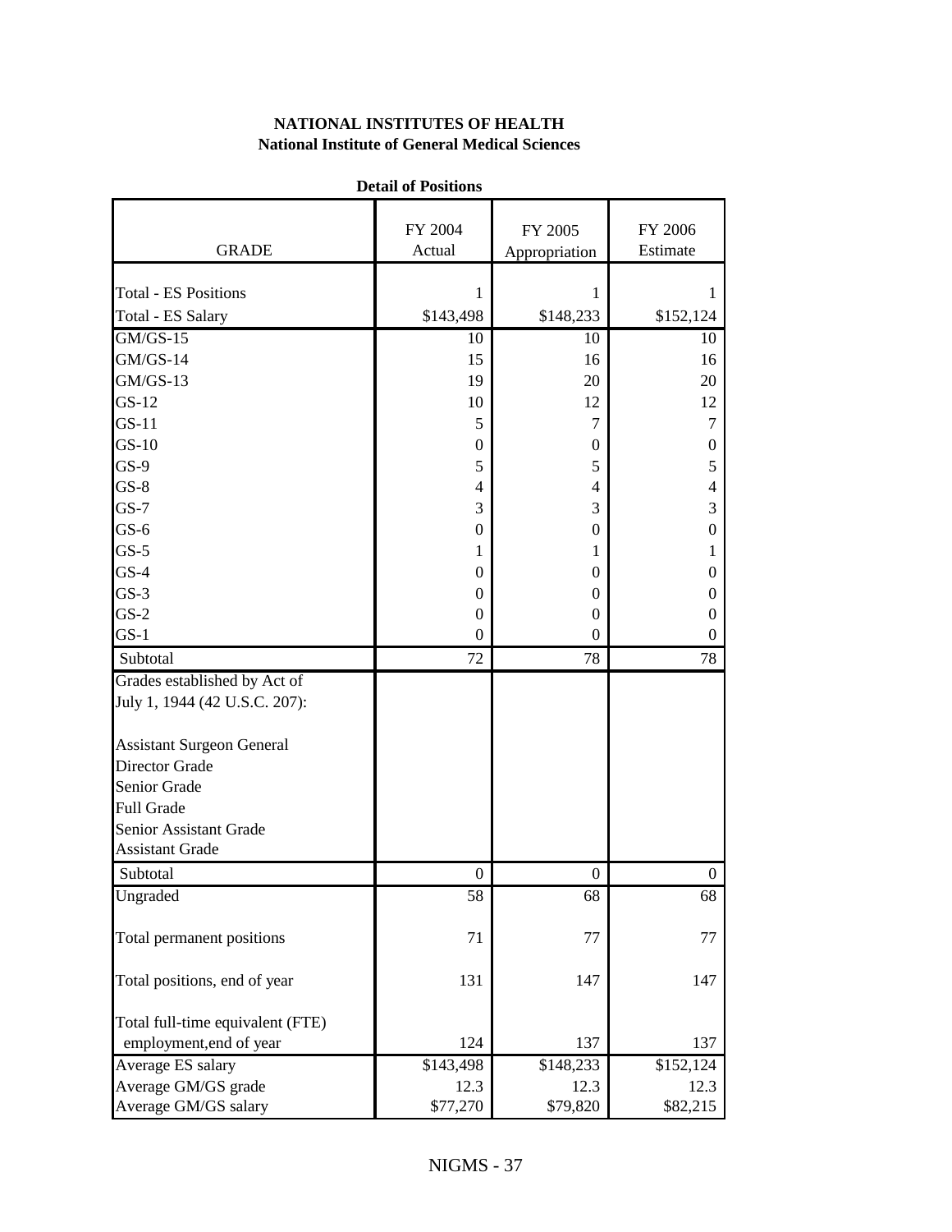**NATIONAL INSTITUTES OF HEALTH**
**National Institute of General Medical Sciences**

**Detail of Positions**

| GRADE | FY 2004 Actual | FY 2005 Appropriation | FY 2006 Estimate |
|---|---|---|---|
| Total - ES Positions | 1 | 1 | 1 |
| Total - ES Salary | $143,498 | $148,233 | $152,124 |
| GM/GS-15 | 10 | 10 | 10 |
| GM/GS-14 | 15 | 16 | 16 |
| GM/GS-13 | 19 | 20 | 20 |
| GS-12 | 10 | 12 | 12 |
| GS-11 | 5 | 7 | 7 |
| GS-10 | 0 | 0 | 0 |
| GS-9 | 5 | 5 | 5 |
| GS-8 | 4 | 4 | 4 |
| GS-7 | 3 | 3 | 3 |
| GS-6 | 0 | 0 | 0 |
| GS-5 | 1 | 1 | 1 |
| GS-4 | 0 | 0 | 0 |
| GS-3 | 0 | 0 | 0 |
| GS-2 | 0 | 0 | 0 |
| GS-1 | 0 | 0 | 0 |
| Subtotal | 72 | 78 | 78 |
| Grades established by Act of July 1, 1944 (42 U.S.C. 207): | | | |
| Assistant Surgeon General | | | |
| Director Grade | | | |
| Senior Grade | | | |
| Full Grade | | | |
| Senior Assistant Grade | | | |
| Assistant Grade | | | |
| Subtotal | 0 | 0 | 0 |
| Ungraded | 58 | 68 | 68 |
| Total permanent positions | 71 | 77 | 77 |
| Total positions, end of year | 131 | 147 | 147 |
| Total full-time equivalent (FTE) employment,end of year | 124 | 137 | 137 |
| Average ES salary | $143,498 | $148,233 | $152,124 |
| Average GM/GS grade | 12.3 | 12.3 | 12.3 |
| Average GM/GS salary | $77,270 | $79,820 | $82,215 |